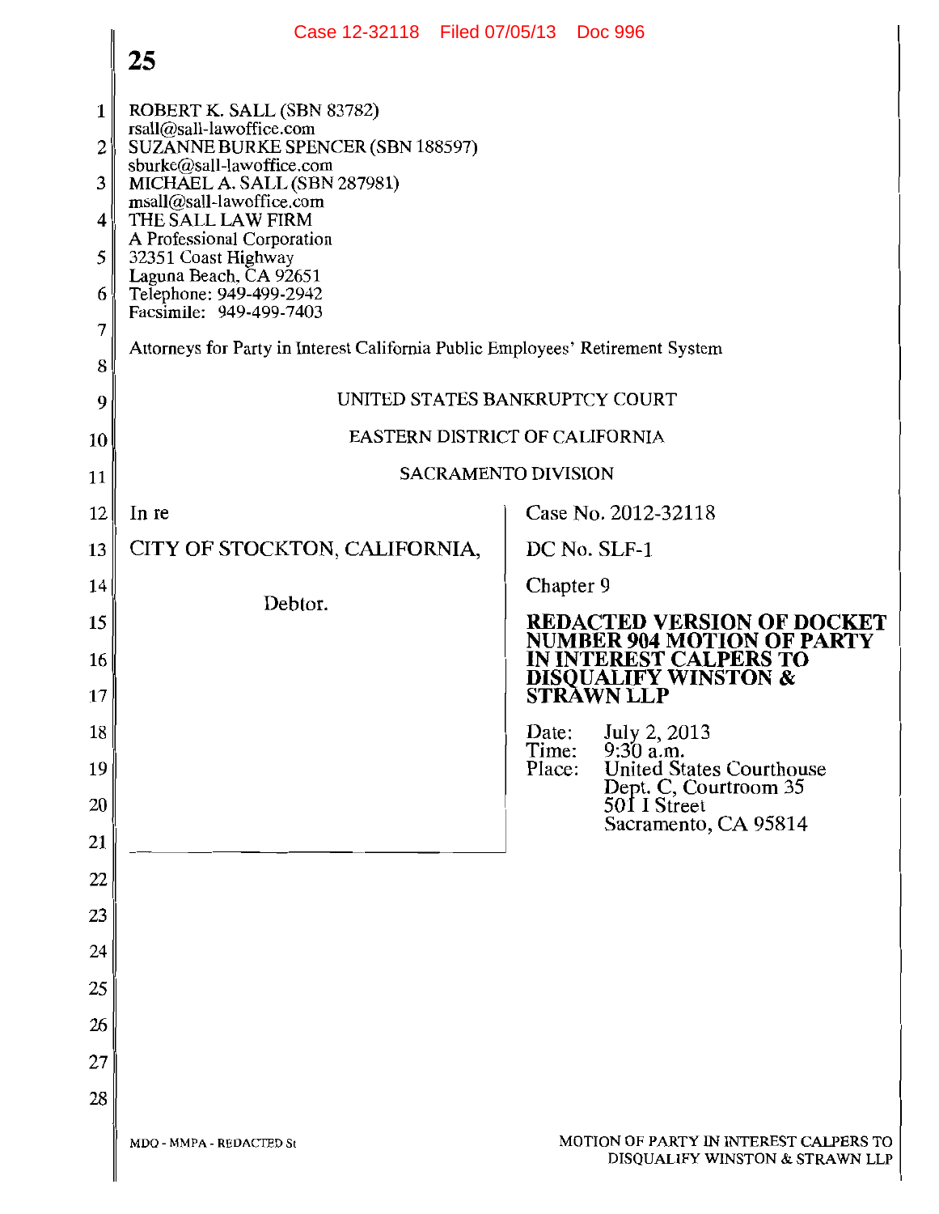ROBERT K. SALL (SBN 83782)
rsall@sall-lawoffice.com
SUZANNE BURKE SPENCER (SBN 188597)
sburke@sall-lawoffice.com
MICHAEL A. SALL (SBN 287981)
msall@sall-lawoffice.com
THE SALL LAW FIRM
A Professional Corporation
32351 Coast Highway
Laguna Beach, CA 92651
Telephone: 949-499-2942
Facsimile: 949-499-7403

Attorneys for Party in Interest California Public Employees' Retirement System

UNITED STATES BANKRUPTCY COURT

EASTERN DISTRICT OF CALIFORNIA

SACRAMENTO DIVISION

| | |
|---|---|
| In re<br><br>CITY OF STOCKTON, CALIFORNIA,<br><br>Debtor. | Case No. 2012-32118<br><br>DC No. SLF-1<br><br>Chapter 9<br><br>**REDACTED VERSION OF DOCKET NUMBER 904 MOTION OF PARTY IN INTEREST CALPERS TO DISQUALIFY WINSTON & STRAWN LLP**<br><br>Date: July 2, 2013<br>Time: 9:30 a.m.<br>Place: United States Courthouse<br>Dept. C, Courtroom 35<br>501 I Street<br>Sacramento, CA 95814 |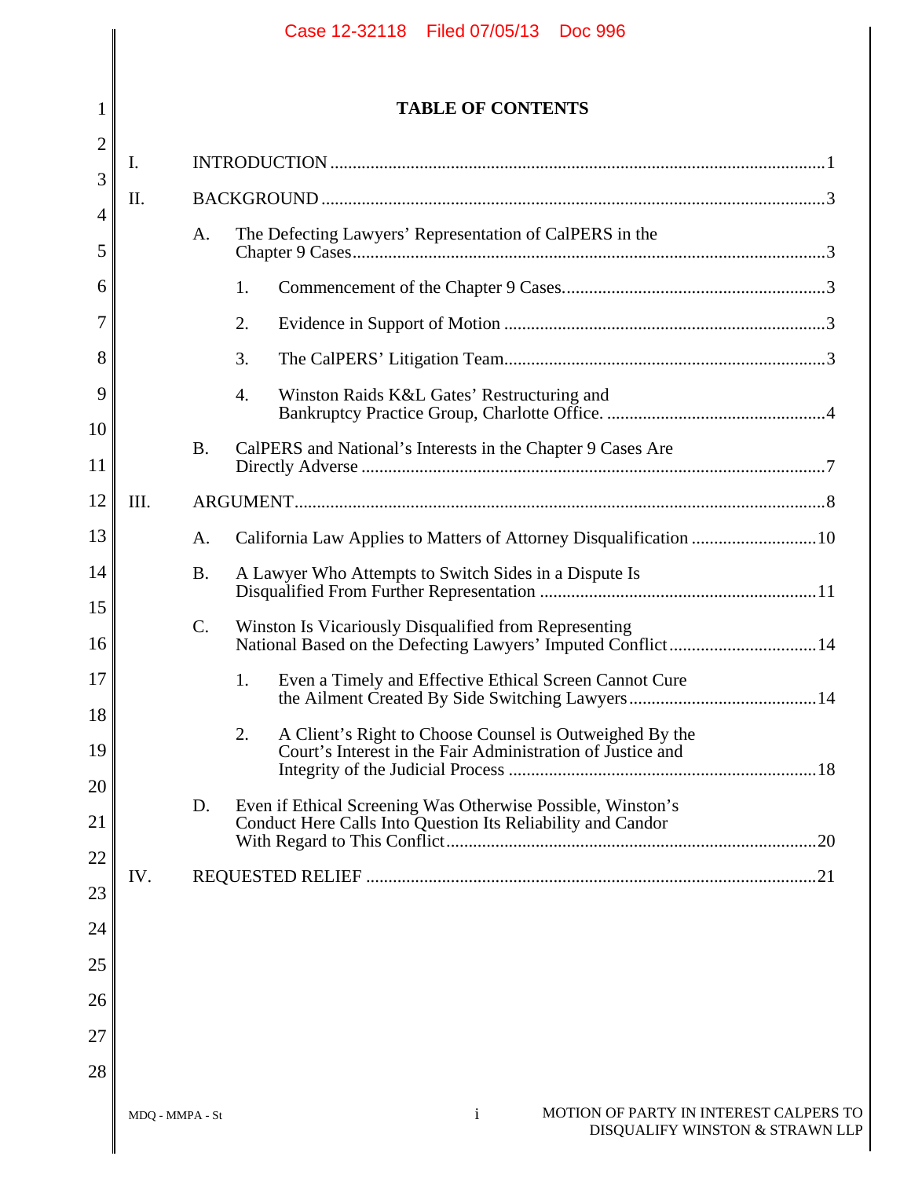# TABLE OF CONTENTS

I. INTRODUCTION .......... 1

II. BACKGROUND .......... 3

- A. The Defecting Lawyers' Representation of CalPERS in the Chapter 9 Cases .......... 3
  - 1. Commencement of the Chapter 9 Cases .......... 3
  - 2. Evidence in Support of Motion .......... 3
  - 3. The CalPERS' Litigation Team .......... 3
  - 4. Winston Raids K&L Gates' Restructuring and Bankruptcy Practice Group, Charlotte Office. .......... 4
- B. CalPERS and National's Interests in the Chapter 9 Cases Are Directly Adverse .......... 7

III. ARGUMENT .......... 8

- A. California Law Applies to Matters of Attorney Disqualification .......... 10
- B. A Lawyer Who Attempts to Switch Sides in a Dispute Is Disqualified From Further Representation .......... 11
- C. Winston Is Vicariously Disqualified from Representing National Based on the Defecting Lawyers' Imputed Conflict .......... 14
  - 1. Even a Timely and Effective Ethical Screen Cannot Cure the Ailment Created By Side Switching Lawyers .......... 14
  - 2. A Client's Right to Choose Counsel is Outweighed By the Court's Interest in the Fair Administration of Justice and Integrity of the Judicial Process .......... 18
- D. Even if Ethical Screening Was Otherwise Possible, Winston's Conduct Here Calls Into Question Its Reliability and Candor With Regard to This Conflict .......... 20

IV. REQUESTED RELIEF .......... 21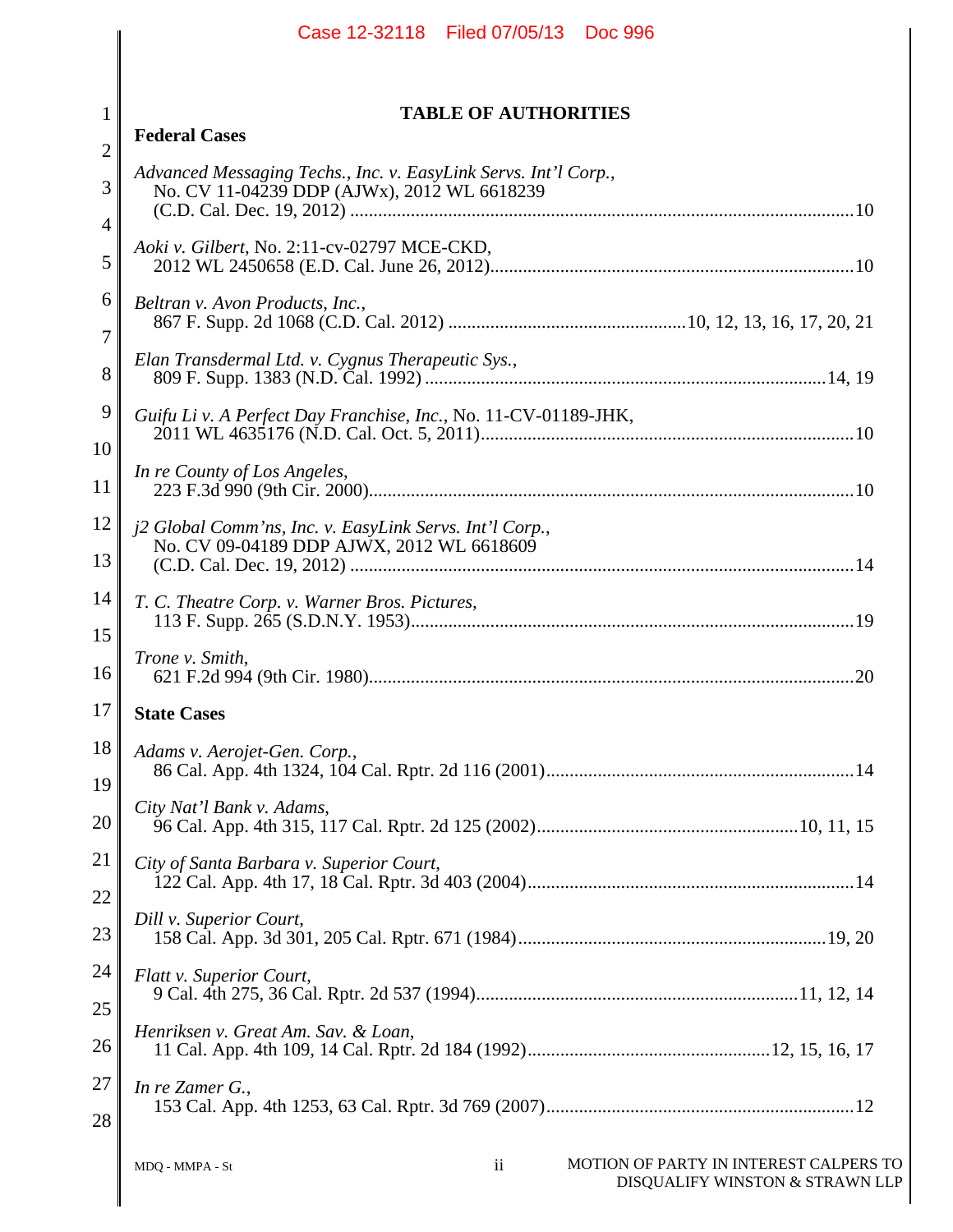# TABLE OF AUTHORITIES

**Federal Cases**

*Advanced Messaging Techs., Inc. v. EasyLink Servs. Int'l Corp.*, No. CV 11-04239 DDP (AJWx), 2012 WL 6618239 (C.D. Cal. Dec. 19, 2012) .......... 10

*Aoki v. Gilbert*, No. 2:11-cv-02797 MCE-CKD, 2012 WL 2450658 (E.D. Cal. June 26, 2012) .......... 10

*Beltran v. Avon Products, Inc.*, 867 F. Supp. 2d 1068 (C.D. Cal. 2012) .......... 10, 12, 13, 16, 17, 20, 21

*Elan Transdermal Ltd. v. Cygnus Therapeutic Sys.*, 809 F. Supp. 1383 (N.D. Cal. 1992) .......... 14, 19

*Guifu Li v. A Perfect Day Franchise, Inc.*, No. 11-CV-01189-JHK, 2011 WL 4635176 (N.D. Cal. Oct. 5, 2011) .......... 10

*In re County of Los Angeles*, 223 F.3d 990 (9th Cir. 2000) .......... 10

*j2 Global Comm'ns, Inc. v. EasyLink Servs. Int'l Corp.*, No. CV 09-04189 DDP AJWX, 2012 WL 6618609 (C.D. Cal. Dec. 19, 2012) .......... 14

*T. C. Theatre Corp. v. Warner Bros. Pictures*, 113 F. Supp. 265 (S.D.N.Y. 1953) .......... 19

*Trone v. Smith*, 621 F.2d 994 (9th Cir. 1980) .......... 20

**State Cases**

*Adams v. Aerojet-Gen. Corp.*, 86 Cal. App. 4th 1324, 104 Cal. Rptr. 2d 116 (2001) .......... 14

*City Nat'l Bank v. Adams*, 96 Cal. App. 4th 315, 117 Cal. Rptr. 2d 125 (2002) .......... 10, 11, 15

*City of Santa Barbara v. Superior Court*, 122 Cal. App. 4th 17, 18 Cal. Rptr. 3d 403 (2004) .......... 14

*Dill v. Superior Court*, 158 Cal. App. 3d 301, 205 Cal. Rptr. 671 (1984) .......... 19, 20

*Flatt v. Superior Court*, 9 Cal. 4th 275, 36 Cal. Rptr. 2d 537 (1994) .......... 11, 12, 14

*Henriksen v. Great Am. Sav. & Loan*, 11 Cal. App. 4th 109, 14 Cal. Rptr. 2d 184 (1992) .......... 12, 15, 16, 17

*In re Zamer G.*, 153 Cal. App. 4th 1253, 63 Cal. Rptr. 3d 769 (2007) .......... 12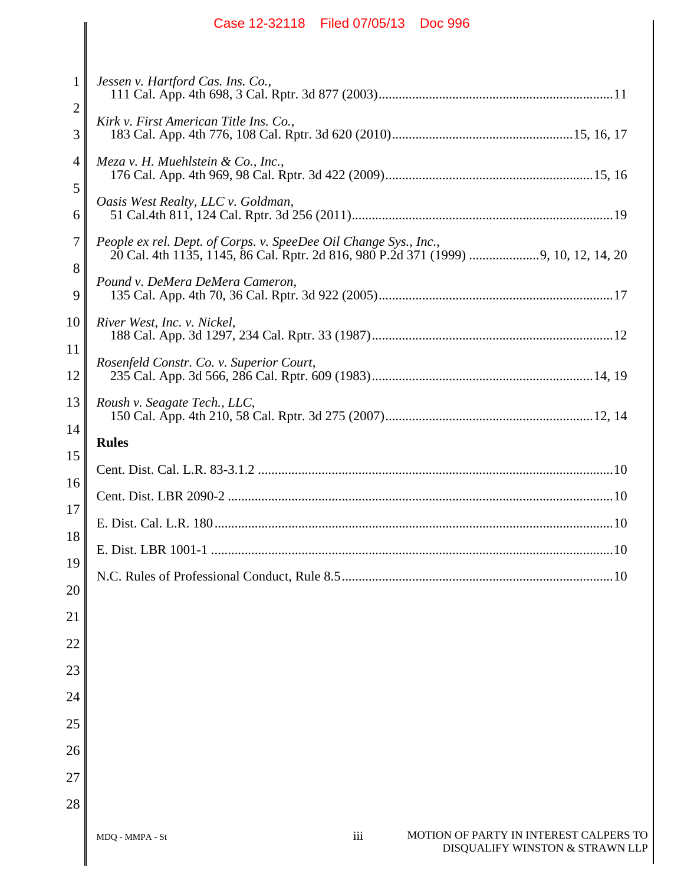*Jessen v. Hartford Cas. Ins. Co.*,
111 Cal. App. 4th 698, 3 Cal. Rptr. 3d 877 (2003).....................................................................11

*Kirk v. First American Title Ins. Co.*,
183 Cal. App. 4th 776, 108 Cal. Rptr. 3d 620 (2010).....................................................15, 16, 17

*Meza v. H. Muehlstein & Co., Inc.*,
176 Cal. App. 4th 969, 98 Cal. Rptr. 3d 422 (2009).............................................................15, 16

*Oasis West Realty, LLC v. Goldman*,
51 Cal.4th 811, 124 Cal. Rptr. 3d 256 (2011).............................................................................19

*People ex rel. Dept. of Corps. v. SpeeDee Oil Change Sys., Inc.*,
20 Cal. 4th 1135, 1145, 86 Cal. Rptr. 2d 816, 980 P.2d 371 (1999) .....................9, 10, 12, 14, 20

*Pound v. DeMera DeMera Cameron*,
135 Cal. App. 4th 70, 36 Cal. Rptr. 3d 922 (2005).....................................................................17

*River West, Inc. v. Nickel*,
188 Cal. App. 3d 1297, 234 Cal. Rptr. 33 (1987)........................................................................12

*Rosenfeld Constr. Co. v. Superior Court*,
235 Cal. App. 3d 566, 286 Cal. Rptr. 609 (1983)..................................................................14, 19

*Roush v. Seagate Tech., LLC*,
150 Cal. App. 4th 210, 58 Cal. Rptr. 3d 275 (2007).............................................................12, 14

**Rules**

Cent. Dist. Cal. L.R. 83-3.1.2 .........................................................................................................10

Cent. Dist. LBR 2090-2 ..................................................................................................................10

E. Dist. Cal. L.R. 180.......................................................................................................................10

E. Dist. LBR 1001-1 ........................................................................................................................10

N.C. Rules of Professional Conduct, Rule 8.5................................................................................10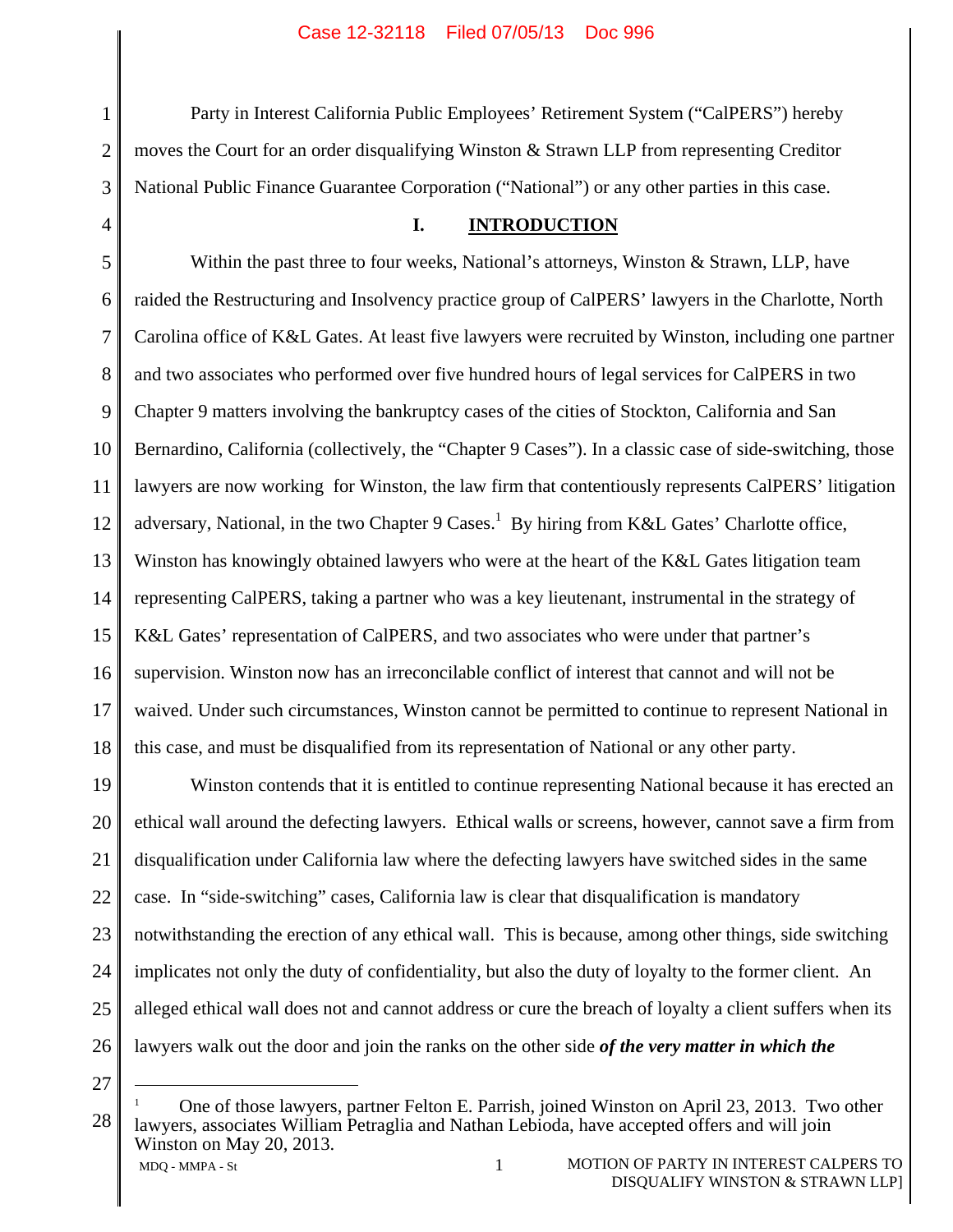Party in Interest California Public Employees' Retirement System ("CalPERS") hereby moves the Court for an order disqualifying Winston & Strawn LLP from representing Creditor National Public Finance Guarantee Corporation ("National") or any other parties in this case.

## I. INTRODUCTION

Within the past three to four weeks, National's attorneys, Winston & Strawn, LLP, have raided the Restructuring and Insolvency practice group of CalPERS' lawyers in the Charlotte, North Carolina office of K&L Gates. At least five lawyers were recruited by Winston, including one partner and two associates who performed over five hundred hours of legal services for CalPERS in two Chapter 9 matters involving the bankruptcy cases of the cities of Stockton, California and San Bernardino, California (collectively, the "Chapter 9 Cases"). In a classic case of side-switching, those lawyers are now working for Winston, the law firm that contentiously represents CalPERS' litigation adversary, National, in the two Chapter 9 Cases.[1] By hiring from K&L Gates' Charlotte office, Winston has knowingly obtained lawyers who were at the heart of the K&L Gates litigation team representing CalPERS, taking a partner who was a key lieutenant, instrumental in the strategy of K&L Gates' representation of CalPERS, and two associates who were under that partner's supervision. Winston now has an irreconcilable conflict of interest that cannot and will not be waived. Under such circumstances, Winston cannot be permitted to continue to represent National in this case, and must be disqualified from its representation of National or any other party.

Winston contends that it is entitled to continue representing National because it has erected an ethical wall around the defecting lawyers. Ethical walls or screens, however, cannot save a firm from disqualification under California law where the defecting lawyers have switched sides in the same case. In "side-switching" cases, California law is clear that disqualification is mandatory notwithstanding the erection of any ethical wall. This is because, among other things, side switching implicates not only the duty of confidentiality, but also the duty of loyalty to the former client. An alleged ethical wall does not and cannot address or cure the breach of loyalty a client suffers when its lawyers walk out the door and join the ranks on the other side ***of the very matter in which the***

---

[1] One of those lawyers, partner Felton E. Parrish, joined Winston on April 23, 2013. Two other lawyers, associates William Petraglia and Nathan Lebioda, have accepted offers and will join Winston on May 20, 2013.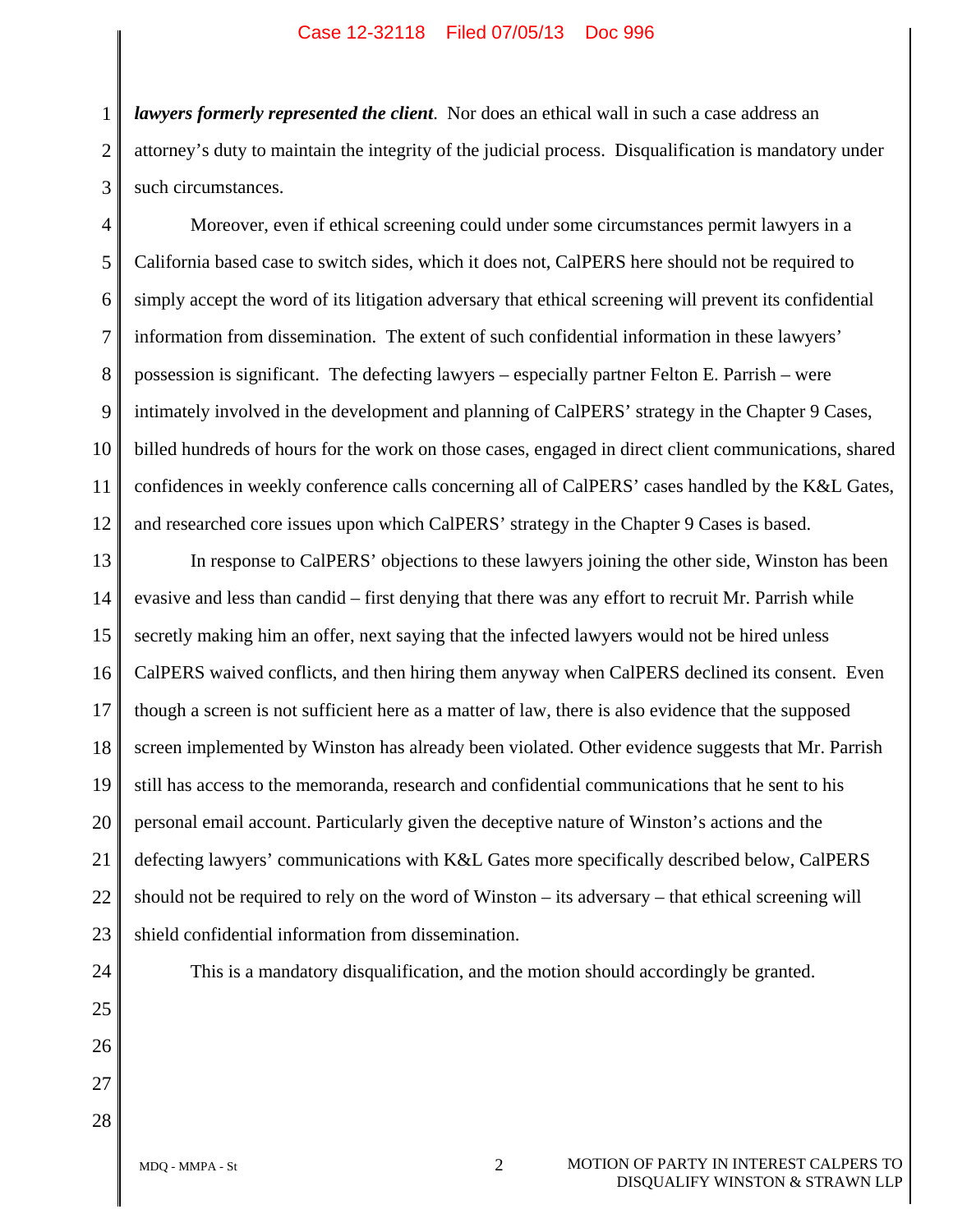***lawyers formerly represented the client***. Nor does an ethical wall in such a case address an attorney's duty to maintain the integrity of the judicial process. Disqualification is mandatory under such circumstances.

Moreover, even if ethical screening could under some circumstances permit lawyers in a California based case to switch sides, which it does not, CalPERS here should not be required to simply accept the word of its litigation adversary that ethical screening will prevent its confidential information from dissemination. The extent of such confidential information in these lawyers' possession is significant. The defecting lawyers – especially partner Felton E. Parrish – were intimately involved in the development and planning of CalPERS' strategy in the Chapter 9 Cases, billed hundreds of hours for the work on those cases, engaged in direct client communications, shared confidences in weekly conference calls concerning all of CalPERS' cases handled by the K&L Gates, and researched core issues upon which CalPERS' strategy in the Chapter 9 Cases is based.

In response to CalPERS' objections to these lawyers joining the other side, Winston has been evasive and less than candid – first denying that there was any effort to recruit Mr. Parrish while secretly making him an offer, next saying that the infected lawyers would not be hired unless CalPERS waived conflicts, and then hiring them anyway when CalPERS declined its consent. Even though a screen is not sufficient here as a matter of law, there is also evidence that the supposed screen implemented by Winston has already been violated. Other evidence suggests that Mr. Parrish still has access to the memoranda, research and confidential communications that he sent to his personal email account. Particularly given the deceptive nature of Winston's actions and the defecting lawyers' communications with K&L Gates more specifically described below, CalPERS should not be required to rely on the word of Winston – its adversary – that ethical screening will shield confidential information from dissemination.

This is a mandatory disqualification, and the motion should accordingly be granted.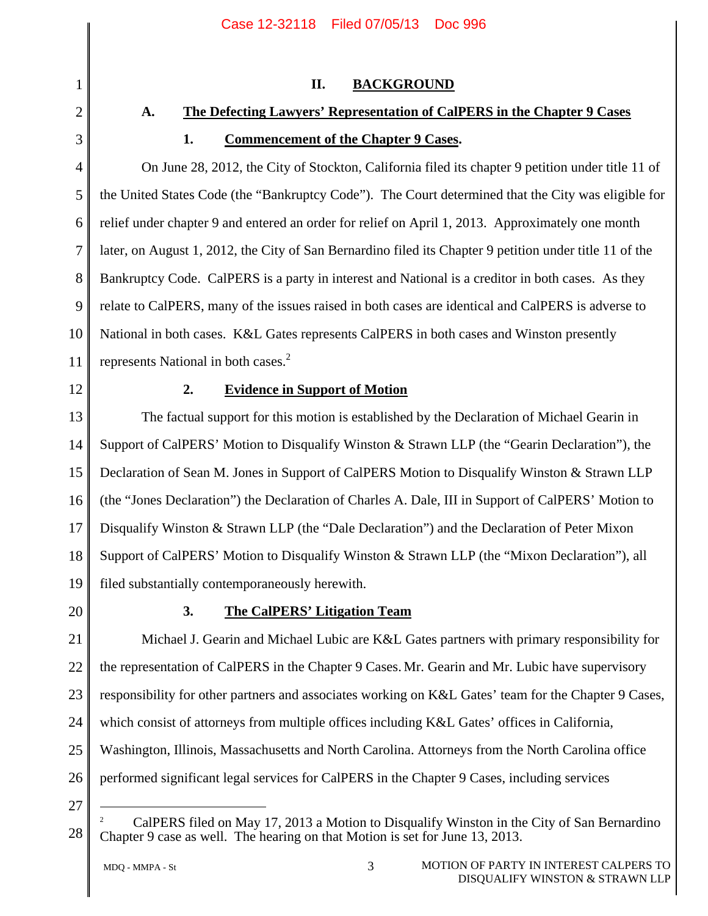## II. BACKGROUND

### A. The Defecting Lawyers' Representation of CalPERS in the Chapter 9 Cases

#### 1. Commencement of the Chapter 9 Cases.

On June 28, 2012, the City of Stockton, California filed its chapter 9 petition under title 11 of the United States Code (the "Bankruptcy Code"). The Court determined that the City was eligible for relief under chapter 9 and entered an order for relief on April 1, 2013. Approximately one month later, on August 1, 2012, the City of San Bernardino filed its Chapter 9 petition under title 11 of the Bankruptcy Code. CalPERS is a party in interest and National is a creditor in both cases. As they relate to CalPERS, many of the issues raised in both cases are identical and CalPERS is adverse to National in both cases. K&L Gates represents CalPERS in both cases and Winston presently represents National in both cases.[2]

#### 2. Evidence in Support of Motion

The factual support for this motion is established by the Declaration of Michael Gearin in Support of CalPERS' Motion to Disqualify Winston & Strawn LLP (the "Gearin Declaration"), the Declaration of Sean M. Jones in Support of CalPERS Motion to Disqualify Winston & Strawn LLP (the "Jones Declaration") the Declaration of Charles A. Dale, III in Support of CalPERS' Motion to Disqualify Winston & Strawn LLP (the "Dale Declaration") and the Declaration of Peter Mixon Support of CalPERS' Motion to Disqualify Winston & Strawn LLP (the "Mixon Declaration"), all filed substantially contemporaneously herewith.

#### 3. The CalPERS' Litigation Team

Michael J. Gearin and Michael Lubic are K&L Gates partners with primary responsibility for the representation of CalPERS in the Chapter 9 Cases. Mr. Gearin and Mr. Lubic have supervisory responsibility for other partners and associates working on K&L Gates' team for the Chapter 9 Cases, which consist of attorneys from multiple offices including K&L Gates' offices in California, Washington, Illinois, Massachusetts and North Carolina. Attorneys from the North Carolina office performed significant legal services for CalPERS in the Chapter 9 Cases, including services

---

[2] CalPERS filed on May 17, 2013 a Motion to Disqualify Winston in the City of San Bernardino Chapter 9 case as well. The hearing on that Motion is set for June 13, 2013.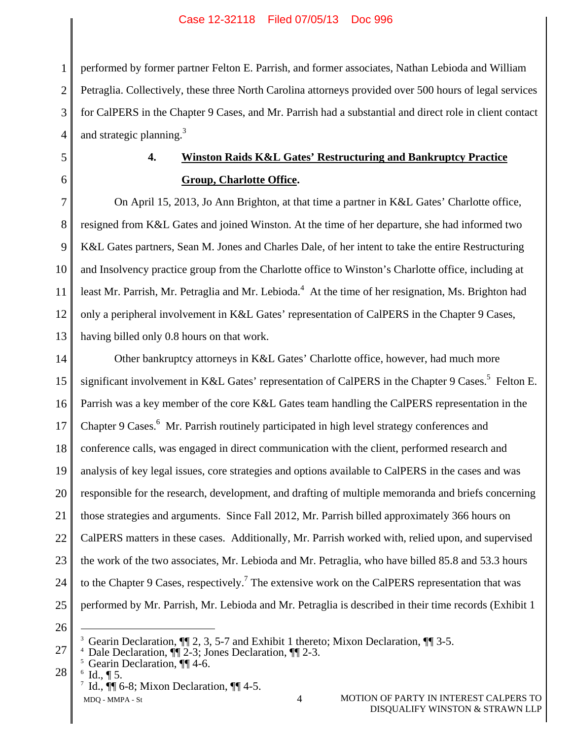performed by former partner Felton E. Parrish, and former associates, Nathan Lebioda and William Petraglia. Collectively, these three North Carolina attorneys provided over 500 hours of legal services for CalPERS in the Chapter 9 Cases, and Mr. Parrish had a substantial and direct role in client contact and strategic planning.[3]

### 4. Winston Raids K&L Gates' Restructuring and Bankruptcy Practice Group, Charlotte Office.

On April 15, 2013, Jo Ann Brighton, at that time a partner in K&L Gates' Charlotte office, resigned from K&L Gates and joined Winston. At the time of her departure, she had informed two K&L Gates partners, Sean M. Jones and Charles Dale, of her intent to take the entire Restructuring and Insolvency practice group from the Charlotte office to Winston's Charlotte office, including at least Mr. Parrish, Mr. Petraglia and Mr. Lebioda.[4] At the time of her resignation, Ms. Brighton had only a peripheral involvement in K&L Gates' representation of CalPERS in the Chapter 9 Cases, having billed only 0.8 hours on that work.

Other bankruptcy attorneys in K&L Gates' Charlotte office, however, had much more significant involvement in K&L Gates' representation of CalPERS in the Chapter 9 Cases.[5] Felton E. Parrish was a key member of the core K&L Gates team handling the CalPERS representation in the Chapter 9 Cases.[6] Mr. Parrish routinely participated in high level strategy conferences and conference calls, was engaged in direct communication with the client, performed research and analysis of key legal issues, core strategies and options available to CalPERS in the cases and was responsible for the research, development, and drafting of multiple memoranda and briefs concerning those strategies and arguments. Since Fall 2012, Mr. Parrish billed approximately 366 hours on CalPERS matters in these cases. Additionally, Mr. Parrish worked with, relied upon, and supervised the work of the two associates, Mr. Lebioda and Mr. Petraglia, who have billed 85.8 and 53.3 hours to the Chapter 9 Cases, respectively.[7] The extensive work on the CalPERS representation that was performed by Mr. Parrish, Mr. Lebioda and Mr. Petraglia is described in their time records (Exhibit 1

---

[3] Gearin Declaration, ¶¶ 2, 3, 5-7 and Exhibit 1 thereto; Mixon Declaration, ¶¶ 3-5.
[4] Dale Declaration, ¶¶ 2-3; Jones Declaration, ¶¶ 2-3.
[5] Gearin Declaration, ¶¶ 4-6.
[6] Id., ¶ 5.
[7] Id., ¶¶ 6-8; Mixon Declaration, ¶¶ 4-5.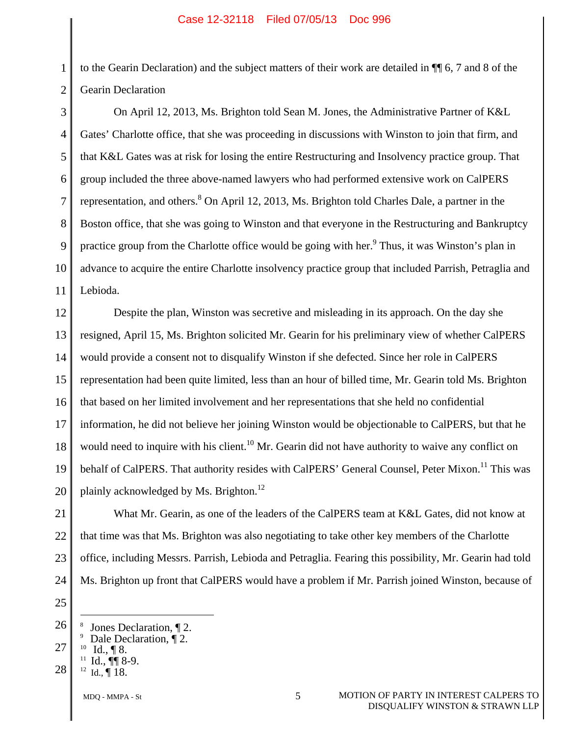to the Gearin Declaration) and the subject matters of their work are detailed in ¶¶ 6, 7 and 8 of the Gearin Declaration

On April 12, 2013, Ms. Brighton told Sean M. Jones, the Administrative Partner of K&L Gates' Charlotte office, that she was proceeding in discussions with Winston to join that firm, and that K&L Gates was at risk for losing the entire Restructuring and Insolvency practice group. That group included the three above-named lawyers who had performed extensive work on CalPERS representation, and others.[8] On April 12, 2013, Ms. Brighton told Charles Dale, a partner in the Boston office, that she was going to Winston and that everyone in the Restructuring and Bankruptcy practice group from the Charlotte office would be going with her.[9] Thus, it was Winston's plan in advance to acquire the entire Charlotte insolvency practice group that included Parrish, Petraglia and Lebioda.

Despite the plan, Winston was secretive and misleading in its approach. On the day she resigned, April 15, Ms. Brighton solicited Mr. Gearin for his preliminary view of whether CalPERS would provide a consent not to disqualify Winston if she defected. Since her role in CalPERS representation had been quite limited, less than an hour of billed time, Mr. Gearin told Ms. Brighton that based on her limited involvement and her representations that she held no confidential information, he did not believe her joining Winston would be objectionable to CalPERS, but that he would need to inquire with his client.[10] Mr. Gearin did not have authority to waive any conflict on behalf of CalPERS. That authority resides with CalPERS' General Counsel, Peter Mixon.[11] This was plainly acknowledged by Ms. Brighton.[12]

What Mr. Gearin, as one of the leaders of the CalPERS team at K&L Gates, did not know at that time was that Ms. Brighton was also negotiating to take other key members of the Charlotte office, including Messrs. Parrish, Lebioda and Petraglia. Fearing this possibility, Mr. Gearin had told Ms. Brighton up front that CalPERS would have a problem if Mr. Parrish joined Winston, because of

---

[8] Jones Declaration, ¶ 2.
[9] Dale Declaration, ¶ 2.
[10] Id., ¶ 8.
[11] Id., ¶¶ 8-9.
[12] Id., ¶ 18.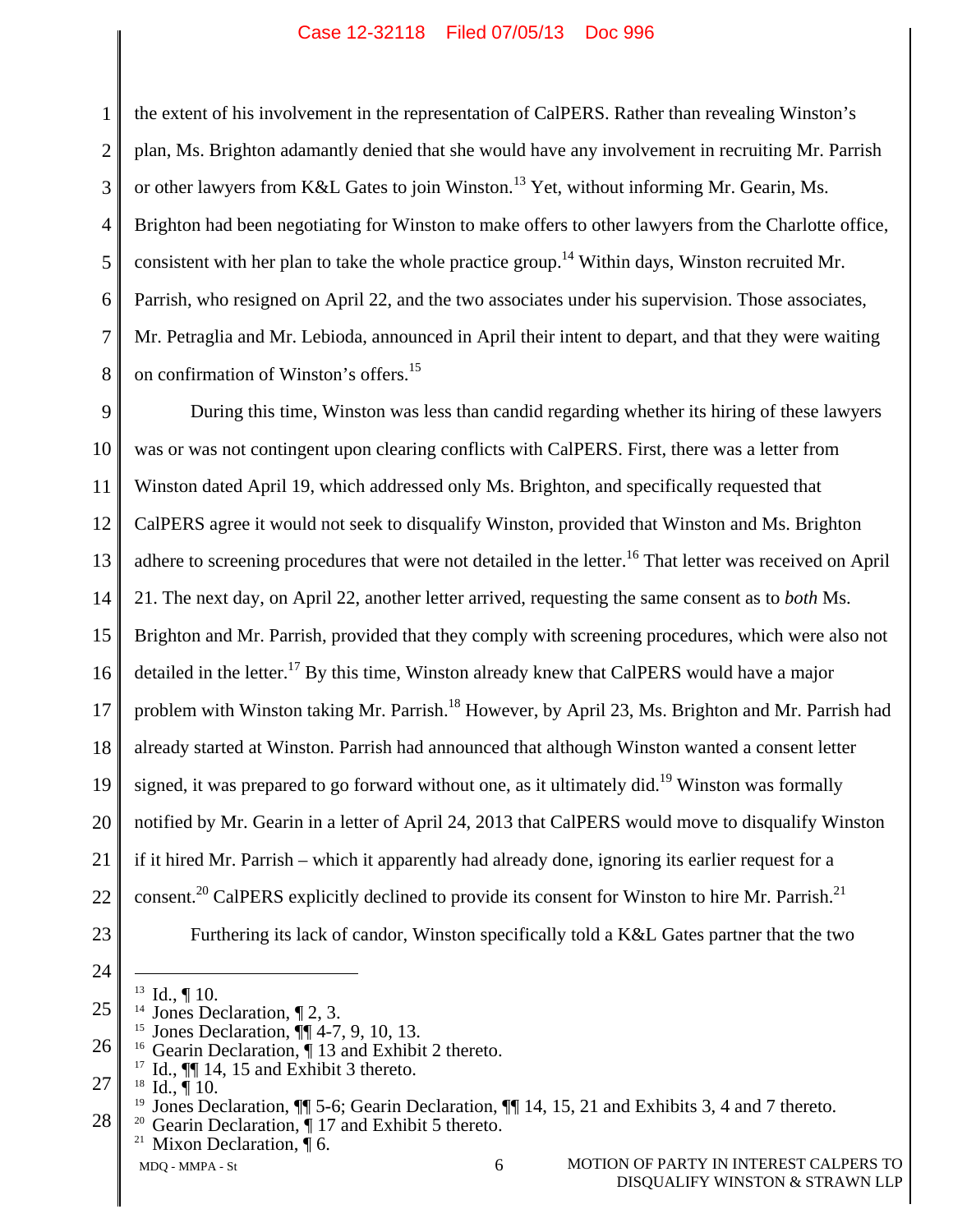the extent of his involvement in the representation of CalPERS. Rather than revealing Winston's plan, Ms. Brighton adamantly denied that she would have any involvement in recruiting Mr. Parrish or other lawyers from K&L Gates to join Winston.[13] Yet, without informing Mr. Gearin, Ms. Brighton had been negotiating for Winston to make offers to other lawyers from the Charlotte office, consistent with her plan to take the whole practice group.[14] Within days, Winston recruited Mr. Parrish, who resigned on April 22, and the two associates under his supervision. Those associates, Mr. Petraglia and Mr. Lebioda, announced in April their intent to depart, and that they were waiting on confirmation of Winston's offers.[15]

During this time, Winston was less than candid regarding whether its hiring of these lawyers was or was not contingent upon clearing conflicts with CalPERS. First, there was a letter from Winston dated April 19, which addressed only Ms. Brighton, and specifically requested that CalPERS agree it would not seek to disqualify Winston, provided that Winston and Ms. Brighton adhere to screening procedures that were not detailed in the letter.[16] That letter was received on April 21. The next day, on April 22, another letter arrived, requesting the same consent as to *both* Ms. Brighton and Mr. Parrish, provided that they comply with screening procedures, which were also not detailed in the letter.[17] By this time, Winston already knew that CalPERS would have a major problem with Winston taking Mr. Parrish.[18] However, by April 23, Ms. Brighton and Mr. Parrish had already started at Winston. Parrish had announced that although Winston wanted a consent letter signed, it was prepared to go forward without one, as it ultimately did.[19] Winston was formally notified by Mr. Gearin in a letter of April 24, 2013 that CalPERS would move to disqualify Winston if it hired Mr. Parrish – which it apparently had already done, ignoring its earlier request for a consent.[20] CalPERS explicitly declined to provide its consent for Winston to hire Mr. Parrish.[21]

Furthering its lack of candor, Winston specifically told a K&L Gates partner that the two

---

[13] Id., ¶ 10.
[14] Jones Declaration, ¶ 2, 3.
[15] Jones Declaration, ¶¶ 4-7, 9, 10, 13.
[16] Gearin Declaration, ¶ 13 and Exhibit 2 thereto.
[17] Id., ¶¶ 14, 15 and Exhibit 3 thereto.
[18] Id., ¶ 10.
[19] Jones Declaration, ¶¶ 5-6; Gearin Declaration, ¶¶ 14, 15, 21 and Exhibits 3, 4 and 7 thereto.
[20] Gearin Declaration, ¶ 17 and Exhibit 5 thereto.
[21] Mixon Declaration, ¶ 6.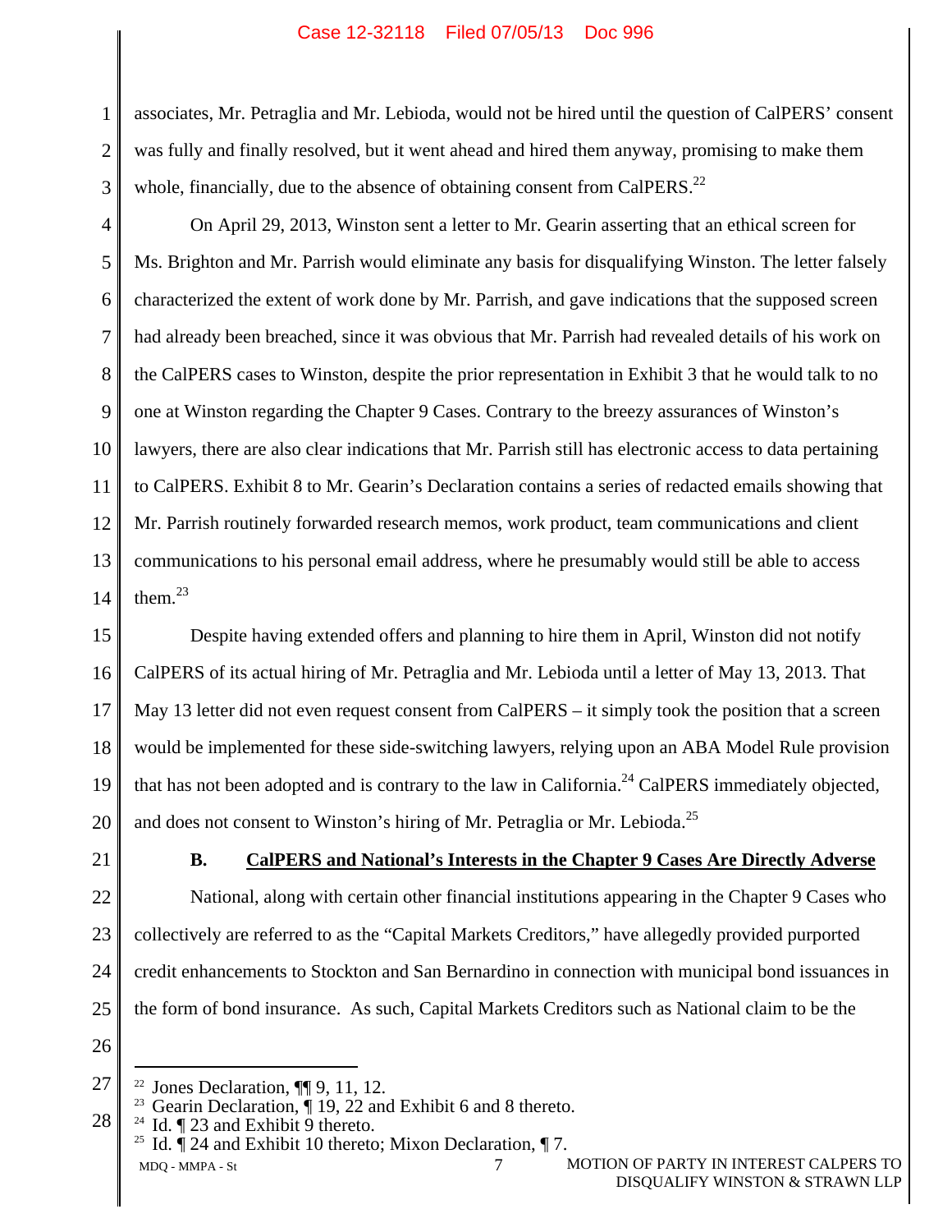associates, Mr. Petraglia and Mr. Lebioda, would not be hired until the question of CalPERS' consent was fully and finally resolved, but it went ahead and hired them anyway, promising to make them whole, financially, due to the absence of obtaining consent from CalPERS.[22]

On April 29, 2013, Winston sent a letter to Mr. Gearin asserting that an ethical screen for Ms. Brighton and Mr. Parrish would eliminate any basis for disqualifying Winston. The letter falsely characterized the extent of work done by Mr. Parrish, and gave indications that the supposed screen had already been breached, since it was obvious that Mr. Parrish had revealed details of his work on the CalPERS cases to Winston, despite the prior representation in Exhibit 3 that he would talk to no one at Winston regarding the Chapter 9 Cases. Contrary to the breezy assurances of Winston's lawyers, there are also clear indications that Mr. Parrish still has electronic access to data pertaining to CalPERS. Exhibit 8 to Mr. Gearin's Declaration contains a series of redacted emails showing that Mr. Parrish routinely forwarded research memos, work product, team communications and client communications to his personal email address, where he presumably would still be able to access them.[23]

Despite having extended offers and planning to hire them in April, Winston did not notify CalPERS of its actual hiring of Mr. Petraglia and Mr. Lebioda until a letter of May 13, 2013. That May 13 letter did not even request consent from CalPERS – it simply took the position that a screen would be implemented for these side-switching lawyers, relying upon an ABA Model Rule provision that has not been adopted and is contrary to the law in California.[24] CalPERS immediately objected, and does not consent to Winston's hiring of Mr. Petraglia or Mr. Lebioda.[25]

### B. CalPERS and National's Interests in the Chapter 9 Cases Are Directly Adverse

National, along with certain other financial institutions appearing in the Chapter 9 Cases who collectively are referred to as the "Capital Markets Creditors," have allegedly provided purported credit enhancements to Stockton and San Bernardino in connection with municipal bond issuances in the form of bond insurance. As such, Capital Markets Creditors such as National claim to be the

---

[22] Jones Declaration, ¶¶ 9, 11, 12.

[23] Gearin Declaration, ¶ 19, 22 and Exhibit 6 and 8 thereto.

[24] Id. ¶ 23 and Exhibit 9 thereto.

[25] Id. ¶ 24 and Exhibit 10 thereto; Mixon Declaration, ¶ 7.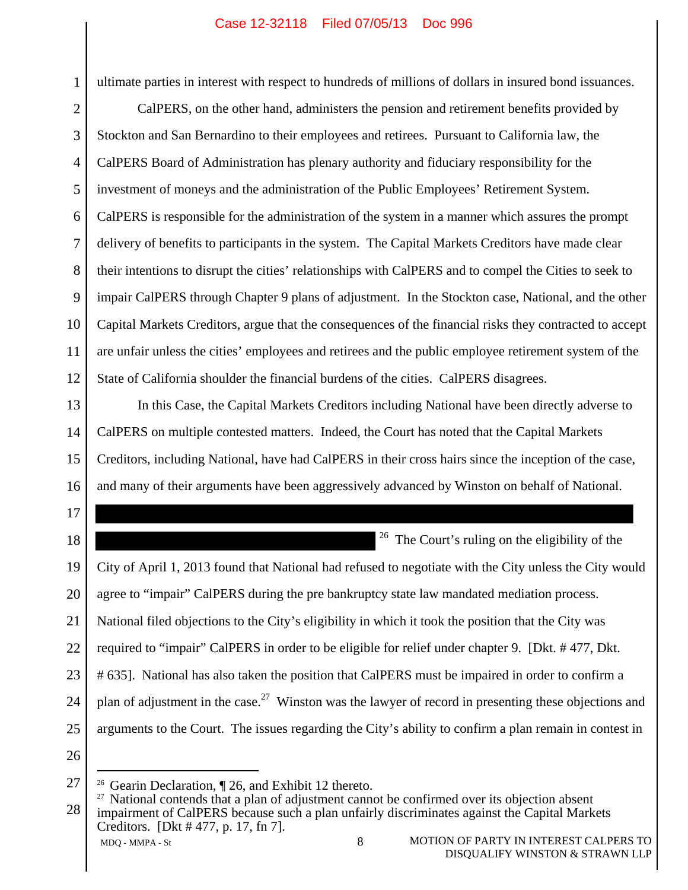ultimate parties in interest with respect to hundreds of millions of dollars in insured bond issuances.

CalPERS, on the other hand, administers the pension and retirement benefits provided by Stockton and San Bernardino to their employees and retirees. Pursuant to California law, the CalPERS Board of Administration has plenary authority and fiduciary responsibility for the investment of moneys and the administration of the Public Employees' Retirement System. CalPERS is responsible for the administration of the system in a manner which assures the prompt delivery of benefits to participants in the system. The Capital Markets Creditors have made clear their intentions to disrupt the cities' relationships with CalPERS and to compel the Cities to seek to impair CalPERS through Chapter 9 plans of adjustment. In the Stockton case, National, and the other Capital Markets Creditors, argue that the consequences of the financial risks they contracted to accept are unfair unless the cities' employees and retirees and the public employee retirement system of the State of California shoulder the financial burdens of the cities. CalPERS disagrees.

In this Case, the Capital Markets Creditors including National have been directly adverse to CalPERS on multiple contested matters. Indeed, the Court has noted that the Capital Markets Creditors, including National, have had CalPERS in their cross hairs since the inception of the case, and many of their arguments have been aggressively advanced by Winston on behalf of National.

[REDACTED] [26] The Court's ruling on the eligibility of the City of April 1, 2013 found that National had refused to negotiate with the City unless the City would agree to "impair" CalPERS during the pre bankruptcy state law mandated mediation process. National filed objections to the City's eligibility in which it took the position that the City was required to "impair" CalPERS in order to be eligible for relief under chapter 9. [Dkt. # 477, Dkt. # 635]. National has also taken the position that CalPERS must be impaired in order to confirm a plan of adjustment in the case.[27] Winston was the lawyer of record in presenting these objections and arguments to the Court. The issues regarding the City's ability to confirm a plan remain in contest in

---

[26] Gearin Declaration, ¶ 26, and Exhibit 12 thereto.

[27] National contends that a plan of adjustment cannot be confirmed over its objection absent impairment of CalPERS because such a plan unfairly discriminates against the Capital Markets Creditors. [Dkt # 477, p. 17, fn 7].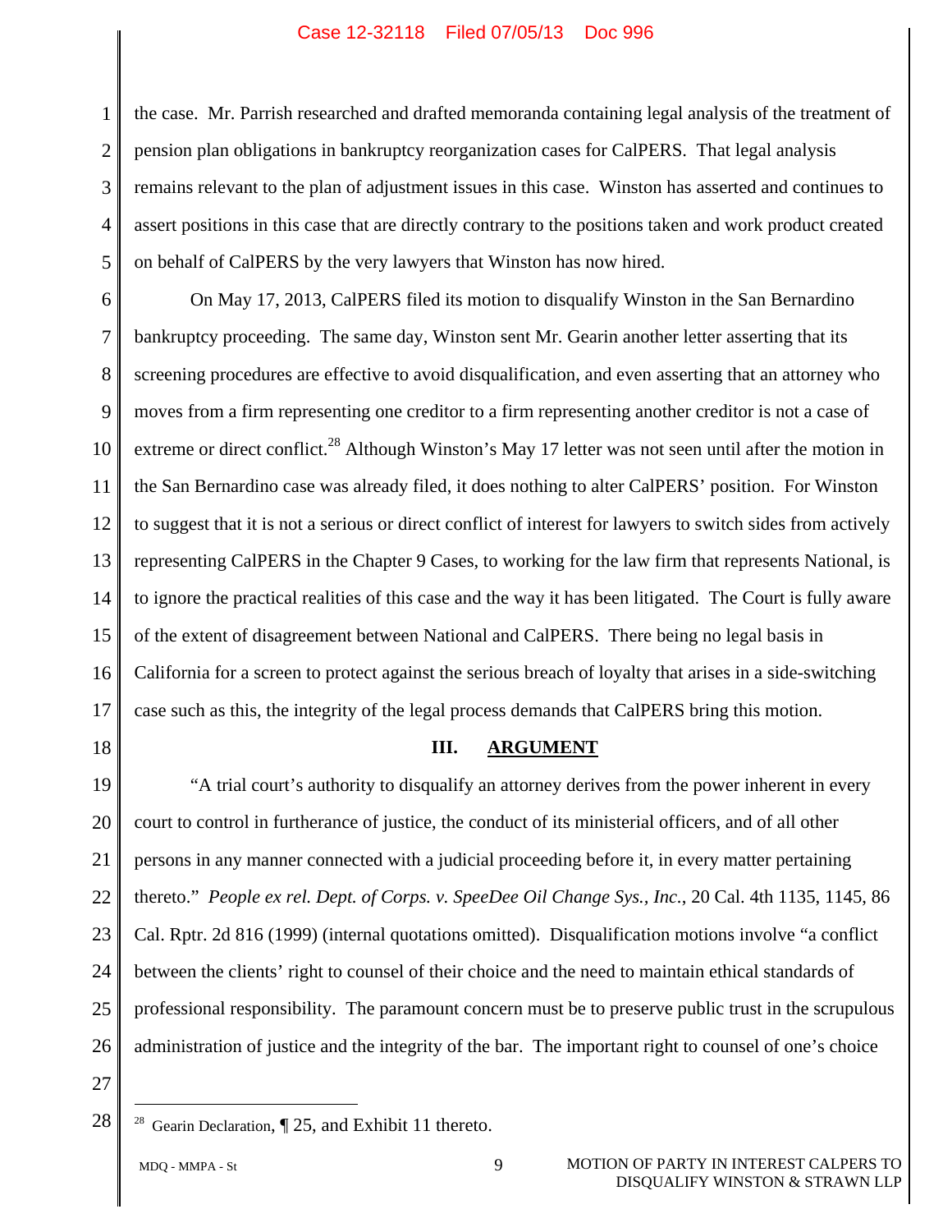the case. Mr. Parrish researched and drafted memoranda containing legal analysis of the treatment of pension plan obligations in bankruptcy reorganization cases for CalPERS. That legal analysis remains relevant to the plan of adjustment issues in this case. Winston has asserted and continues to assert positions in this case that are directly contrary to the positions taken and work product created on behalf of CalPERS by the very lawyers that Winston has now hired.

On May 17, 2013, CalPERS filed its motion to disqualify Winston in the San Bernardino bankruptcy proceeding. The same day, Winston sent Mr. Gearin another letter asserting that its screening procedures are effective to avoid disqualification, and even asserting that an attorney who moves from a firm representing one creditor to a firm representing another creditor is not a case of extreme or direct conflict.[28] Although Winston's May 17 letter was not seen until after the motion in the San Bernardino case was already filed, it does nothing to alter CalPERS' position. For Winston to suggest that it is not a serious or direct conflict of interest for lawyers to switch sides from actively representing CalPERS in the Chapter 9 Cases, to working for the law firm that represents National, is to ignore the practical realities of this case and the way it has been litigated. The Court is fully aware of the extent of disagreement between National and CalPERS. There being no legal basis in California for a screen to protect against the serious breach of loyalty that arises in a side-switching case such as this, the integrity of the legal process demands that CalPERS bring this motion.

## III. ARGUMENT

"A trial court's authority to disqualify an attorney derives from the power inherent in every court to control in furtherance of justice, the conduct of its ministerial officers, and of all other persons in any manner connected with a judicial proceeding before it, in every matter pertaining thereto." *People ex rel. Dept. of Corps. v. SpeeDee Oil Change Sys., Inc.*, 20 Cal. 4th 1135, 1145, 86 Cal. Rptr. 2d 816 (1999) (internal quotations omitted). Disqualification motions involve "a conflict between the clients' right to counsel of their choice and the need to maintain ethical standards of professional responsibility. The paramount concern must be to preserve public trust in the scrupulous administration of justice and the integrity of the bar. The important right to counsel of one's choice

---

[28] Gearin Declaration, ¶ 25, and Exhibit 11 thereto.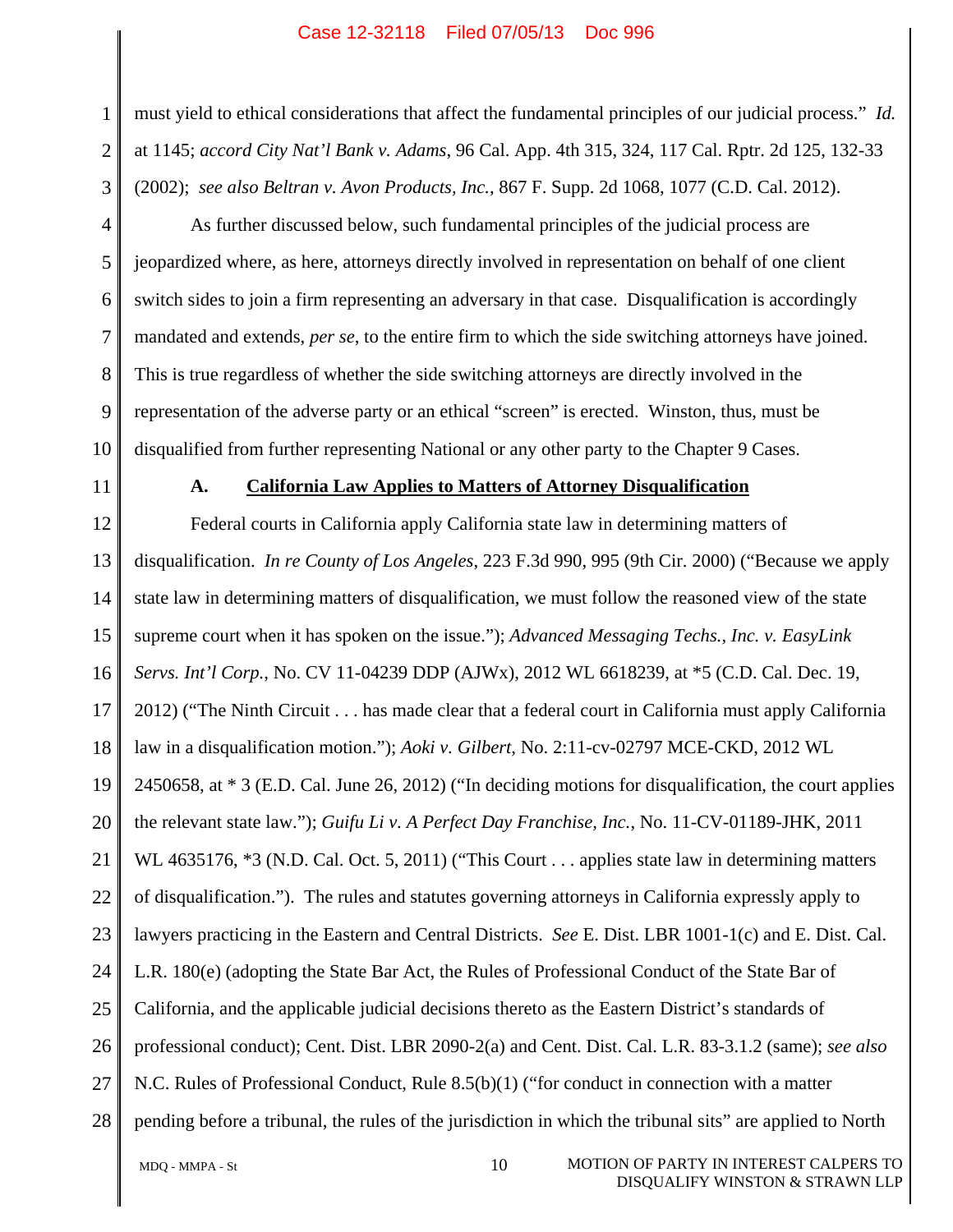must yield to ethical considerations that affect the fundamental principles of our judicial process." *Id.* at 1145; *accord City Nat'l Bank v. Adams*, 96 Cal. App. 4th 315, 324, 117 Cal. Rptr. 2d 125, 132-33 (2002); *see also Beltran v. Avon Products, Inc.*, 867 F. Supp. 2d 1068, 1077 (C.D. Cal. 2012).

As further discussed below, such fundamental principles of the judicial process are jeopardized where, as here, attorneys directly involved in representation on behalf of one client switch sides to join a firm representing an adversary in that case. Disqualification is accordingly mandated and extends, *per se*, to the entire firm to which the side switching attorneys have joined. This is true regardless of whether the side switching attorneys are directly involved in the representation of the adverse party or an ethical "screen" is erected. Winston, thus, must be disqualified from further representing National or any other party to the Chapter 9 Cases.

### A. California Law Applies to Matters of Attorney Disqualification

Federal courts in California apply California state law in determining matters of disqualification. *In re County of Los Angeles*, 223 F.3d 990, 995 (9th Cir. 2000) ("Because we apply state law in determining matters of disqualification, we must follow the reasoned view of the state supreme court when it has spoken on the issue."); *Advanced Messaging Techs., Inc. v. EasyLink Servs. Int'l Corp.*, No. CV 11-04239 DDP (AJWx), 2012 WL 6618239, at *5 (C.D. Cal. Dec. 19, 2012) ("The Ninth Circuit . . . has made clear that a federal court in California must apply California law in a disqualification motion."); *Aoki v. Gilbert*, No. 2:11-cv-02797 MCE-CKD, 2012 WL 2450658, at * 3 (E.D. Cal. June 26, 2012) ("In deciding motions for disqualification, the court applies the relevant state law."); *Guifu Li v. A Perfect Day Franchise, Inc.*, No. 11-CV-01189-JHK, 2011 WL 4635176, *3 (N.D. Cal. Oct. 5, 2011) ("This Court . . . applies state law in determining matters of disqualification."). The rules and statutes governing attorneys in California expressly apply to lawyers practicing in the Eastern and Central Districts. *See* E. Dist. LBR 1001-1(c) and E. Dist. Cal. L.R. 180(e) (adopting the State Bar Act, the Rules of Professional Conduct of the State Bar of California, and the applicable judicial decisions thereto as the Eastern District's standards of professional conduct); Cent. Dist. LBR 2090-2(a) and Cent. Dist. Cal. L.R. 83-3.1.2 (same); *see also* N.C. Rules of Professional Conduct, Rule 8.5(b)(1) ("for conduct in connection with a matter pending before a tribunal, the rules of the jurisdiction in which the tribunal sits" are applied to North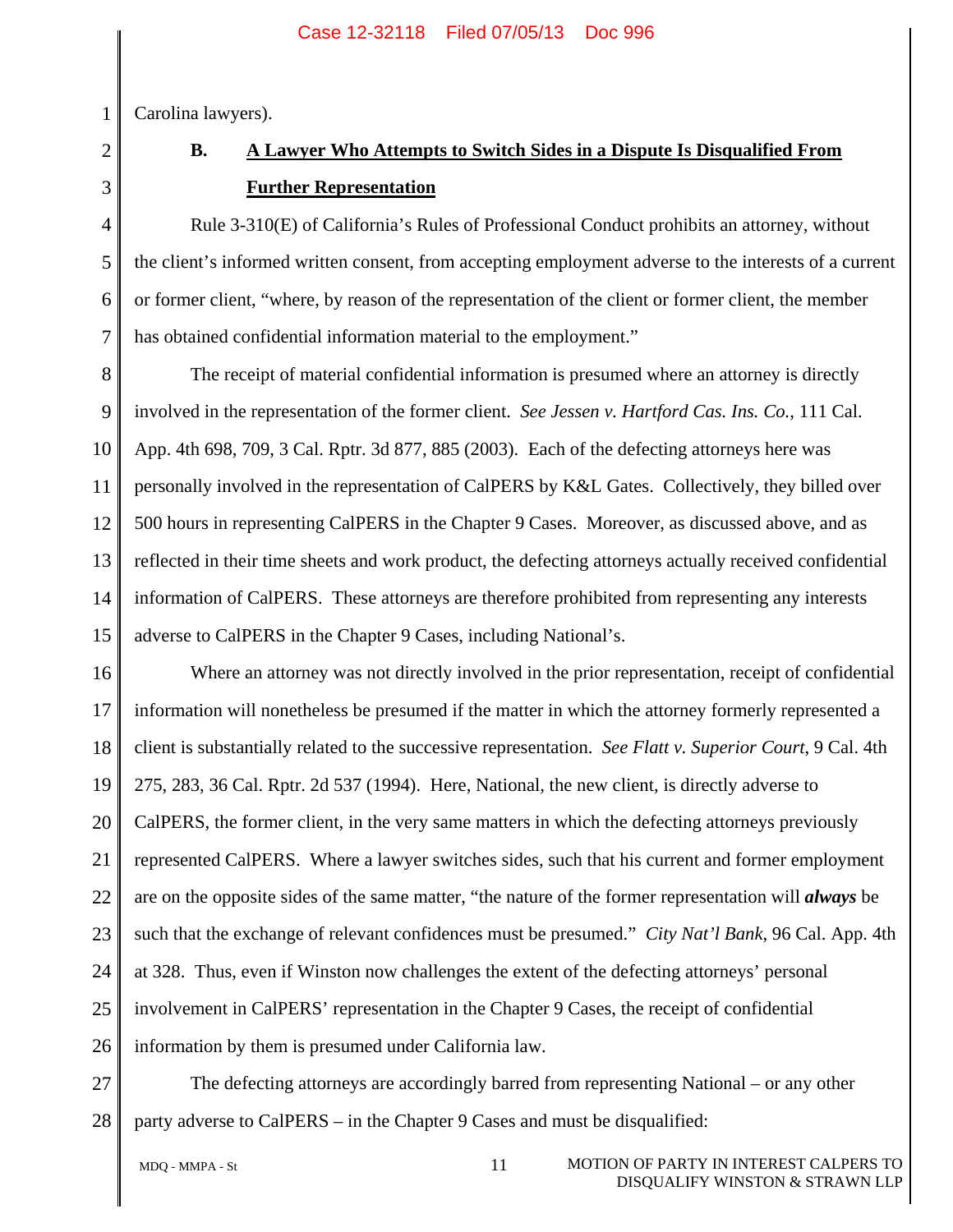Carolina lawyers).

## B. A Lawyer Who Attempts to Switch Sides in a Dispute Is Disqualified From Further Representation

Rule 3-310(E) of California's Rules of Professional Conduct prohibits an attorney, without the client's informed written consent, from accepting employment adverse to the interests of a current or former client, "where, by reason of the representation of the client or former client, the member has obtained confidential information material to the employment."

The receipt of material confidential information is presumed where an attorney is directly involved in the representation of the former client. *See Jessen v. Hartford Cas. Ins. Co.*, 111 Cal. App. 4th 698, 709, 3 Cal. Rptr. 3d 877, 885 (2003). Each of the defecting attorneys here was personally involved in the representation of CalPERS by K&L Gates. Collectively, they billed over 500 hours in representing CalPERS in the Chapter 9 Cases. Moreover, as discussed above, and as reflected in their time sheets and work product, the defecting attorneys actually received confidential information of CalPERS. These attorneys are therefore prohibited from representing any interests adverse to CalPERS in the Chapter 9 Cases, including National's.

Where an attorney was not directly involved in the prior representation, receipt of confidential information will nonetheless be presumed if the matter in which the attorney formerly represented a client is substantially related to the successive representation. *See Flatt v. Superior Court*, 9 Cal. 4th 275, 283, 36 Cal. Rptr. 2d 537 (1994). Here, National, the new client, is directly adverse to CalPERS, the former client, in the very same matters in which the defecting attorneys previously represented CalPERS. Where a lawyer switches sides, such that his current and former employment are on the opposite sides of the same matter, "the nature of the former representation will ***always*** be such that the exchange of relevant confidences must be presumed." *City Nat'l Bank*, 96 Cal. App. 4th at 328. Thus, even if Winston now challenges the extent of the defecting attorneys' personal involvement in CalPERS' representation in the Chapter 9 Cases, the receipt of confidential information by them is presumed under California law.

The defecting attorneys are accordingly barred from representing National – or any other party adverse to CalPERS – in the Chapter 9 Cases and must be disqualified: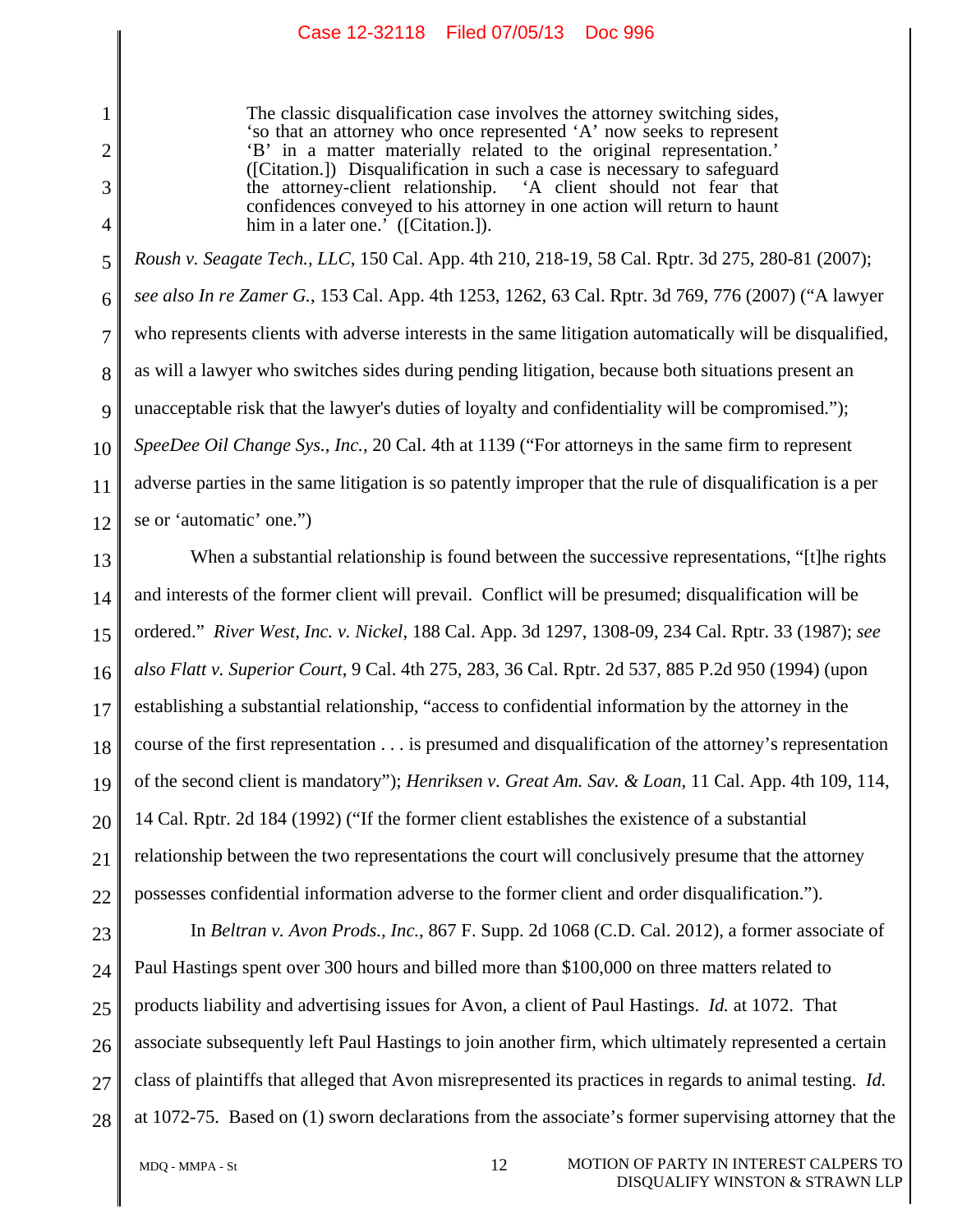> The classic disqualification case involves the attorney switching sides, 'so that an attorney who once represented 'A' now seeks to represent 'B' in a matter materially related to the original representation.' ([Citation.]) Disqualification in such a case is necessary to safeguard the attorney-client relationship. 'A client should not fear that confidences conveyed to his attorney in one action will return to haunt him in a later one.' ([Citation.]).

*Roush v. Seagate Tech., LLC*, 150 Cal. App. 4th 210, 218-19, 58 Cal. Rptr. 3d 275, 280-81 (2007); *see also In re Zamer G.*, 153 Cal. App. 4th 1253, 1262, 63 Cal. Rptr. 3d 769, 776 (2007) ("A lawyer who represents clients with adverse interests in the same litigation automatically will be disqualified, as will a lawyer who switches sides during pending litigation, because both situations present an unacceptable risk that the lawyer's duties of loyalty and confidentiality will be compromised."); *SpeeDee Oil Change Sys., Inc.*, 20 Cal. 4th at 1139 ("For attorneys in the same firm to represent adverse parties in the same litigation is so patently improper that the rule of disqualification is a per se or 'automatic' one.")

When a substantial relationship is found between the successive representations, "[t]he rights and interests of the former client will prevail. Conflict will be presumed; disqualification will be ordered." *River West, Inc. v. Nickel*, 188 Cal. App. 3d 1297, 1308-09, 234 Cal. Rptr. 33 (1987); *see also Flatt v. Superior Court*, 9 Cal. 4th 275, 283, 36 Cal. Rptr. 2d 537, 885 P.2d 950 (1994) (upon establishing a substantial relationship, "access to confidential information by the attorney in the course of the first representation . . . is presumed and disqualification of the attorney's representation of the second client is mandatory"); *Henriksen v. Great Am. Sav. & Loan*, 11 Cal. App. 4th 109, 114, 14 Cal. Rptr. 2d 184 (1992) ("If the former client establishes the existence of a substantial relationship between the two representations the court will conclusively presume that the attorney possesses confidential information adverse to the former client and order disqualification.").

In *Beltran v. Avon Prods., Inc.*, 867 F. Supp. 2d 1068 (C.D. Cal. 2012), a former associate of Paul Hastings spent over 300 hours and billed more than $100,000 on three matters related to products liability and advertising issues for Avon, a client of Paul Hastings. *Id.* at 1072. That associate subsequently left Paul Hastings to join another firm, which ultimately represented a certain class of plaintiffs that alleged that Avon misrepresented its practices in regards to animal testing. *Id.* at 1072-75. Based on (1) sworn declarations from the associate's former supervising attorney that the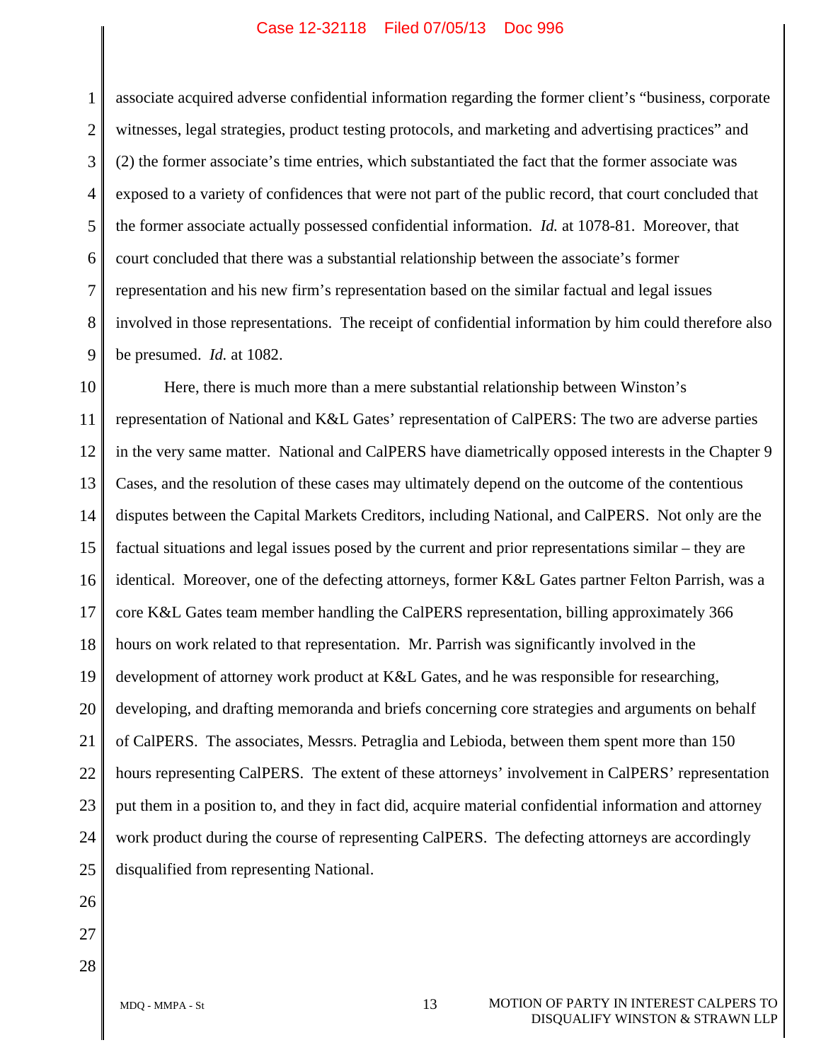associate acquired adverse confidential information regarding the former client's "business, corporate witnesses, legal strategies, product testing protocols, and marketing and advertising practices" and (2) the former associate's time entries, which substantiated the fact that the former associate was exposed to a variety of confidences that were not part of the public record, that court concluded that the former associate actually possessed confidential information. *Id.* at 1078-81. Moreover, that court concluded that there was a substantial relationship between the associate's former representation and his new firm's representation based on the similar factual and legal issues involved in those representations. The receipt of confidential information by him could therefore also be presumed. *Id.* at 1082.

Here, there is much more than a mere substantial relationship between Winston's representation of National and K&L Gates' representation of CalPERS: The two are adverse parties in the very same matter. National and CalPERS have diametrically opposed interests in the Chapter 9 Cases, and the resolution of these cases may ultimately depend on the outcome of the contentious disputes between the Capital Markets Creditors, including National, and CalPERS. Not only are the factual situations and legal issues posed by the current and prior representations similar – they are identical. Moreover, one of the defecting attorneys, former K&L Gates partner Felton Parrish, was a core K&L Gates team member handling the CalPERS representation, billing approximately 366 hours on work related to that representation. Mr. Parrish was significantly involved in the development of attorney work product at K&L Gates, and he was responsible for researching, developing, and drafting memoranda and briefs concerning core strategies and arguments on behalf of CalPERS. The associates, Messrs. Petraglia and Lebioda, between them spent more than 150 hours representing CalPERS. The extent of these attorneys' involvement in CalPERS' representation put them in a position to, and they in fact did, acquire material confidential information and attorney work product during the course of representing CalPERS. The defecting attorneys are accordingly disqualified from representing National.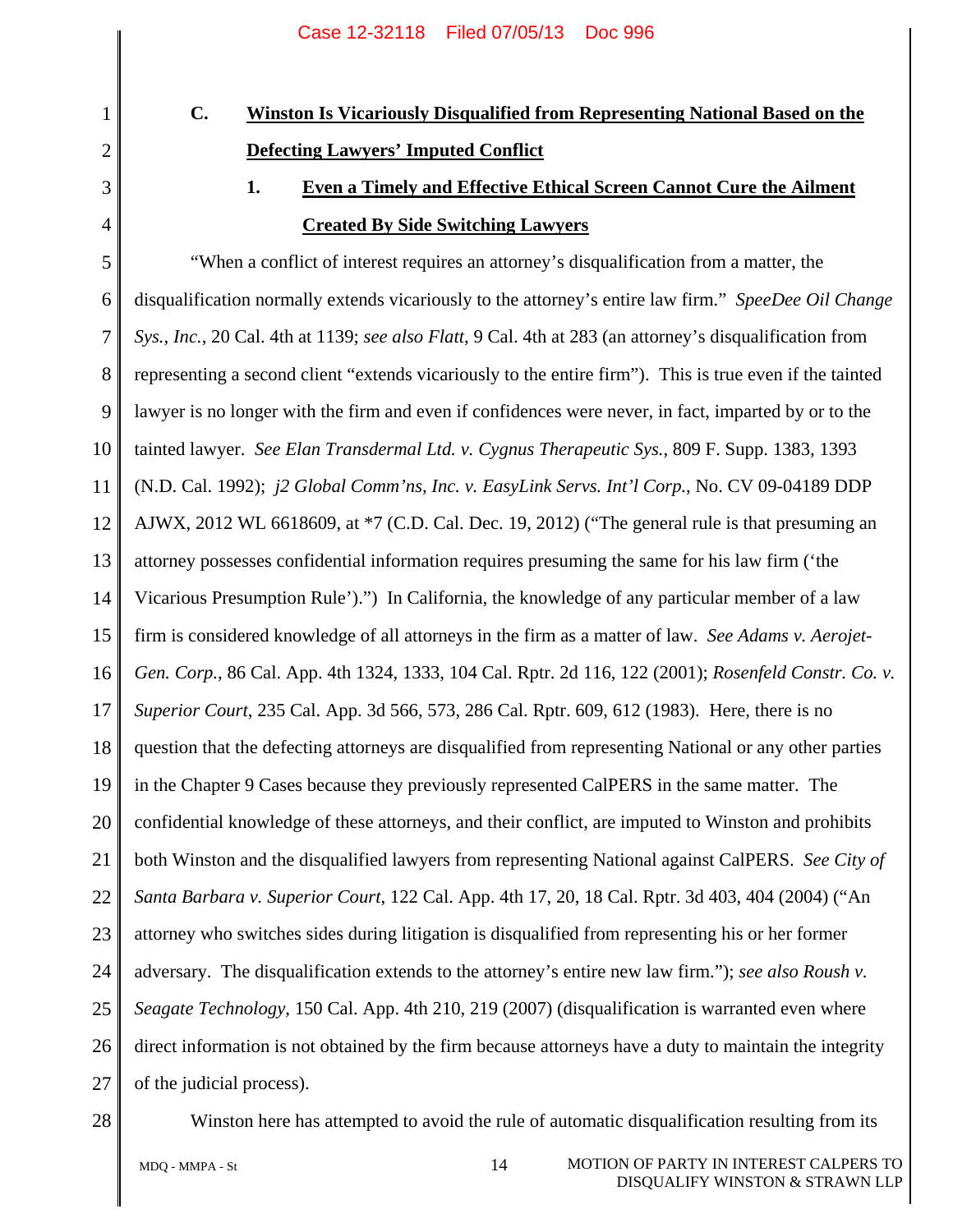### C. <u>Winston Is Vicariously Disqualified from Representing National Based on the Defecting Lawyers' Imputed Conflict</u>

#### 1. <u>Even a Timely and Effective Ethical Screen Cannot Cure the Ailment Created By Side Switching Lawyers</u>

"When a conflict of interest requires an attorney's disqualification from a matter, the disqualification normally extends vicariously to the attorney's entire law firm." *SpeeDee Oil Change Sys., Inc.*, 20 Cal. 4th at 1139; *see also Flatt*, 9 Cal. 4th at 283 (an attorney's disqualification from representing a second client "extends vicariously to the entire firm"). This is true even if the tainted lawyer is no longer with the firm and even if confidences were never, in fact, imparted by or to the tainted lawyer. *See Elan Transdermal Ltd. v. Cygnus Therapeutic Sys.*, 809 F. Supp. 1383, 1393 (N.D. Cal. 1992); *j2 Global Comm'ns, Inc. v. EasyLink Servs. Int'l Corp.*, No. CV 09-04189 DDP AJWX, 2012 WL 6618609, at *7 (C.D. Cal. Dec. 19, 2012) ("The general rule is that presuming an attorney possesses confidential information requires presuming the same for his law firm ('the Vicarious Presumption Rule').") In California, the knowledge of any particular member of a law firm is considered knowledge of all attorneys in the firm as a matter of law. *See Adams v. Aerojet-Gen. Corp.*, 86 Cal. App. 4th 1324, 1333, 104 Cal. Rptr. 2d 116, 122 (2001); *Rosenfeld Constr. Co. v. Superior Court*, 235 Cal. App. 3d 566, 573, 286 Cal. Rptr. 609, 612 (1983). Here, there is no question that the defecting attorneys are disqualified from representing National or any other parties in the Chapter 9 Cases because they previously represented CalPERS in the same matter. The confidential knowledge of these attorneys, and their conflict, are imputed to Winston and prohibits both Winston and the disqualified lawyers from representing National against CalPERS. *See City of Santa Barbara v. Superior Court*, 122 Cal. App. 4th 17, 20, 18 Cal. Rptr. 3d 403, 404 (2004) ("An attorney who switches sides during litigation is disqualified from representing his or her former adversary. The disqualification extends to the attorney's entire new law firm."); *see also Roush v. Seagate Technology*, 150 Cal. App. 4th 210, 219 (2007) (disqualification is warranted even where direct information is not obtained by the firm because attorneys have a duty to maintain the integrity of the judicial process).

Winston here has attempted to avoid the rule of automatic disqualification resulting from its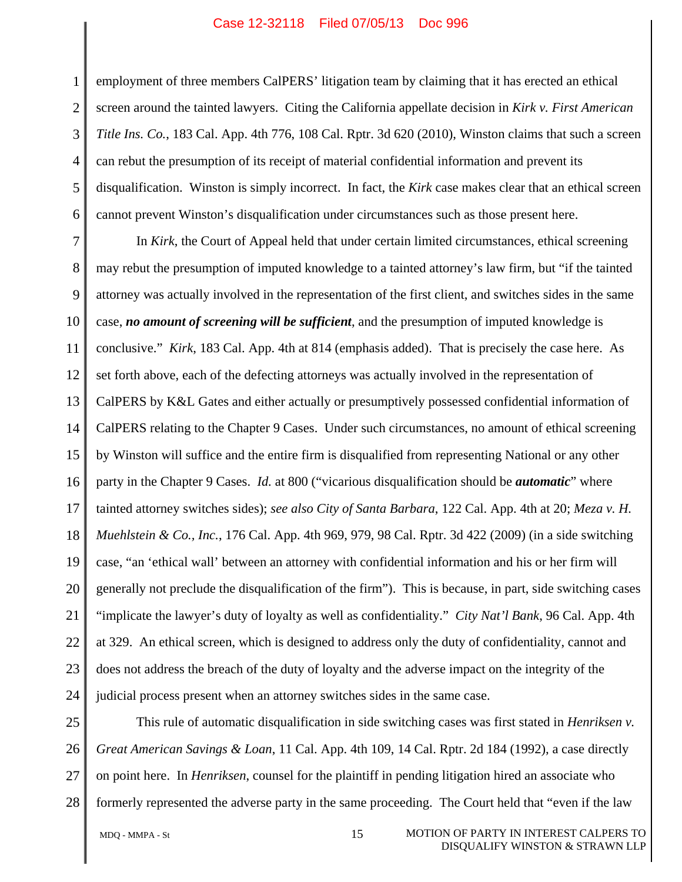employment of three members CalPERS' litigation team by claiming that it has erected an ethical screen around the tainted lawyers. Citing the California appellate decision in *Kirk v. First American Title Ins. Co.*, 183 Cal. App. 4th 776, 108 Cal. Rptr. 3d 620 (2010), Winston claims that such a screen can rebut the presumption of its receipt of material confidential information and prevent its disqualification. Winston is simply incorrect. In fact, the *Kirk* case makes clear that an ethical screen cannot prevent Winston's disqualification under circumstances such as those present here.

In *Kirk*, the Court of Appeal held that under certain limited circumstances, ethical screening may rebut the presumption of imputed knowledge to a tainted attorney's law firm, but "if the tainted attorney was actually involved in the representation of the first client, and switches sides in the same case, ***no amount of screening will be sufficient***, and the presumption of imputed knowledge is conclusive." *Kirk*, 183 Cal. App. 4th at 814 (emphasis added). That is precisely the case here. As set forth above, each of the defecting attorneys was actually involved in the representation of CalPERS by K&L Gates and either actually or presumptively possessed confidential information of CalPERS relating to the Chapter 9 Cases. Under such circumstances, no amount of ethical screening by Winston will suffice and the entire firm is disqualified from representing National or any other party in the Chapter 9 Cases. *Id.* at 800 ("vicarious disqualification should be ***automatic***" where tainted attorney switches sides); *see also City of Santa Barbara*, 122 Cal. App. 4th at 20; *Meza v. H. Muehlstein & Co., Inc.*, 176 Cal. App. 4th 969, 979, 98 Cal. Rptr. 3d 422 (2009) (in a side switching case, "an 'ethical wall' between an attorney with confidential information and his or her firm will generally not preclude the disqualification of the firm"). This is because, in part, side switching cases "implicate the lawyer's duty of loyalty as well as confidentiality." *City Nat'l Bank*, 96 Cal. App. 4th at 329. An ethical screen, which is designed to address only the duty of confidentiality, cannot and does not address the breach of the duty of loyalty and the adverse impact on the integrity of the judicial process present when an attorney switches sides in the same case.

This rule of automatic disqualification in side switching cases was first stated in *Henriksen v. Great American Savings & Loan*, 11 Cal. App. 4th 109, 14 Cal. Rptr. 2d 184 (1992), a case directly on point here. In *Henriksen*, counsel for the plaintiff in pending litigation hired an associate who formerly represented the adverse party in the same proceeding. The Court held that "even if the law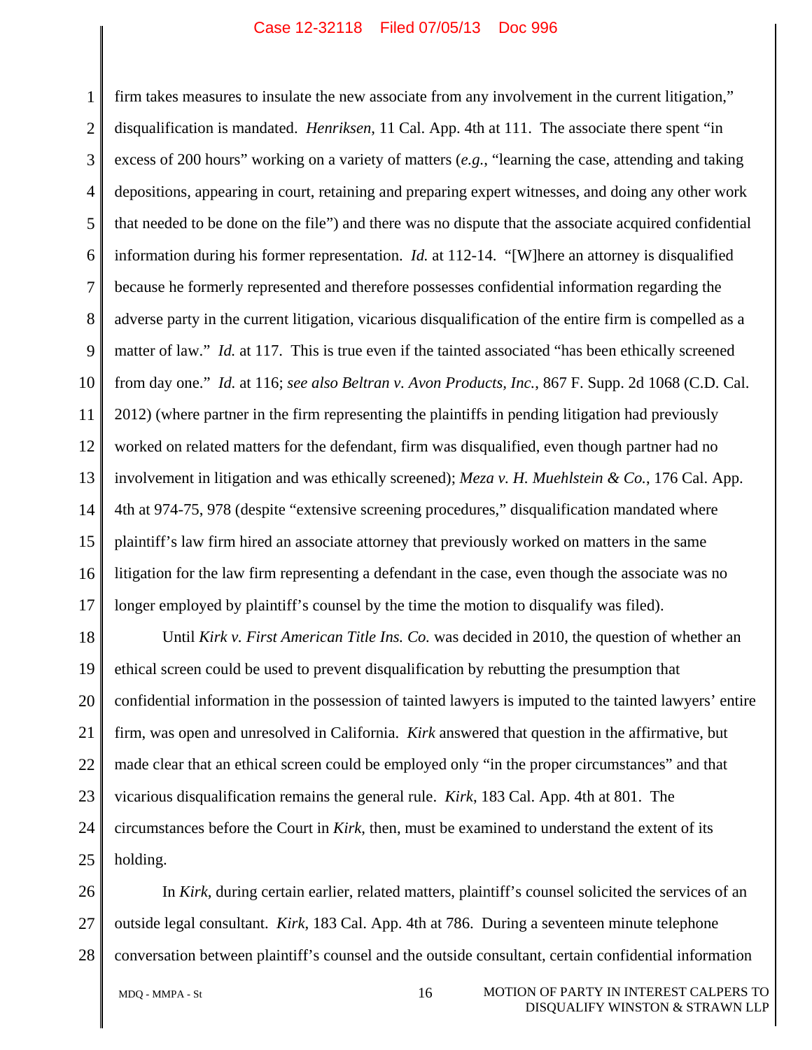firm takes measures to insulate the new associate from any involvement in the current litigation," disqualification is mandated. *Henriksen*, 11 Cal. App. 4th at 111. The associate there spent "in excess of 200 hours" working on a variety of matters (*e.g.*, "learning the case, attending and taking depositions, appearing in court, retaining and preparing expert witnesses, and doing any other work that needed to be done on the file") and there was no dispute that the associate acquired confidential information during his former representation. *Id.* at 112-14. "[W]here an attorney is disqualified because he formerly represented and therefore possesses confidential information regarding the adverse party in the current litigation, vicarious disqualification of the entire firm is compelled as a matter of law." *Id.* at 117. This is true even if the tainted associated "has been ethically screened from day one." *Id.* at 116; *see also Beltran v. Avon Products, Inc.*, 867 F. Supp. 2d 1068 (C.D. Cal. 2012) (where partner in the firm representing the plaintiffs in pending litigation had previously worked on related matters for the defendant, firm was disqualified, even though partner had no involvement in litigation and was ethically screened); *Meza v. H. Muehlstein & Co.*, 176 Cal. App. 4th at 974-75, 978 (despite "extensive screening procedures," disqualification mandated where plaintiff's law firm hired an associate attorney that previously worked on matters in the same litigation for the law firm representing a defendant in the case, even though the associate was no longer employed by plaintiff's counsel by the time the motion to disqualify was filed).

Until *Kirk v. First American Title Ins. Co.* was decided in 2010, the question of whether an ethical screen could be used to prevent disqualification by rebutting the presumption that confidential information in the possession of tainted lawyers is imputed to the tainted lawyers' entire firm, was open and unresolved in California. *Kirk* answered that question in the affirmative, but made clear that an ethical screen could be employed only "in the proper circumstances" and that vicarious disqualification remains the general rule. *Kirk*, 183 Cal. App. 4th at 801. The circumstances before the Court in *Kirk*, then, must be examined to understand the extent of its holding.

In *Kirk*, during certain earlier, related matters, plaintiff's counsel solicited the services of an outside legal consultant. *Kirk*, 183 Cal. App. 4th at 786. During a seventeen minute telephone conversation between plaintiff's counsel and the outside consultant, certain confidential information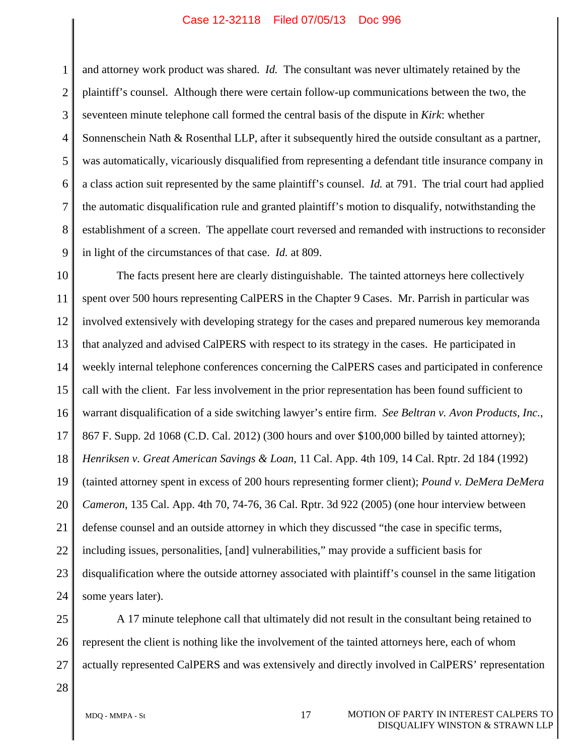and attorney work product was shared. *Id.* The consultant was never ultimately retained by the plaintiff's counsel. Although there were certain follow-up communications between the two, the seventeen minute telephone call formed the central basis of the dispute in *Kirk*: whether Sonnenschein Nath & Rosenthal LLP, after it subsequently hired the outside consultant as a partner, was automatically, vicariously disqualified from representing a defendant title insurance company in a class action suit represented by the same plaintiff's counsel. *Id.* at 791. The trial court had applied the automatic disqualification rule and granted plaintiff's motion to disqualify, notwithstanding the establishment of a screen. The appellate court reversed and remanded with instructions to reconsider in light of the circumstances of that case. *Id.* at 809.

The facts present here are clearly distinguishable. The tainted attorneys here collectively spent over 500 hours representing CalPERS in the Chapter 9 Cases. Mr. Parrish in particular was involved extensively with developing strategy for the cases and prepared numerous key memoranda that analyzed and advised CalPERS with respect to its strategy in the cases. He participated in weekly internal telephone conferences concerning the CalPERS cases and participated in conference call with the client. Far less involvement in the prior representation has been found sufficient to warrant disqualification of a side switching lawyer's entire firm. *See Beltran v. Avon Products, Inc.*, 867 F. Supp. 2d 1068 (C.D. Cal. 2012) (300 hours and over $100,000 billed by tainted attorney); *Henriksen v. Great American Savings & Loan*, 11 Cal. App. 4th 109, 14 Cal. Rptr. 2d 184 (1992) (tainted attorney spent in excess of 200 hours representing former client); *Pound v. DeMera DeMera Cameron*, 135 Cal. App. 4th 70, 74-76, 36 Cal. Rptr. 3d 922 (2005) (one hour interview between defense counsel and an outside attorney in which they discussed "the case in specific terms, including issues, personalities, [and] vulnerabilities," may provide a sufficient basis for disqualification where the outside attorney associated with plaintiff's counsel in the same litigation some years later).

A 17 minute telephone call that ultimately did not result in the consultant being retained to represent the client is nothing like the involvement of the tainted attorneys here, each of whom actually represented CalPERS and was extensively and directly involved in CalPERS' representation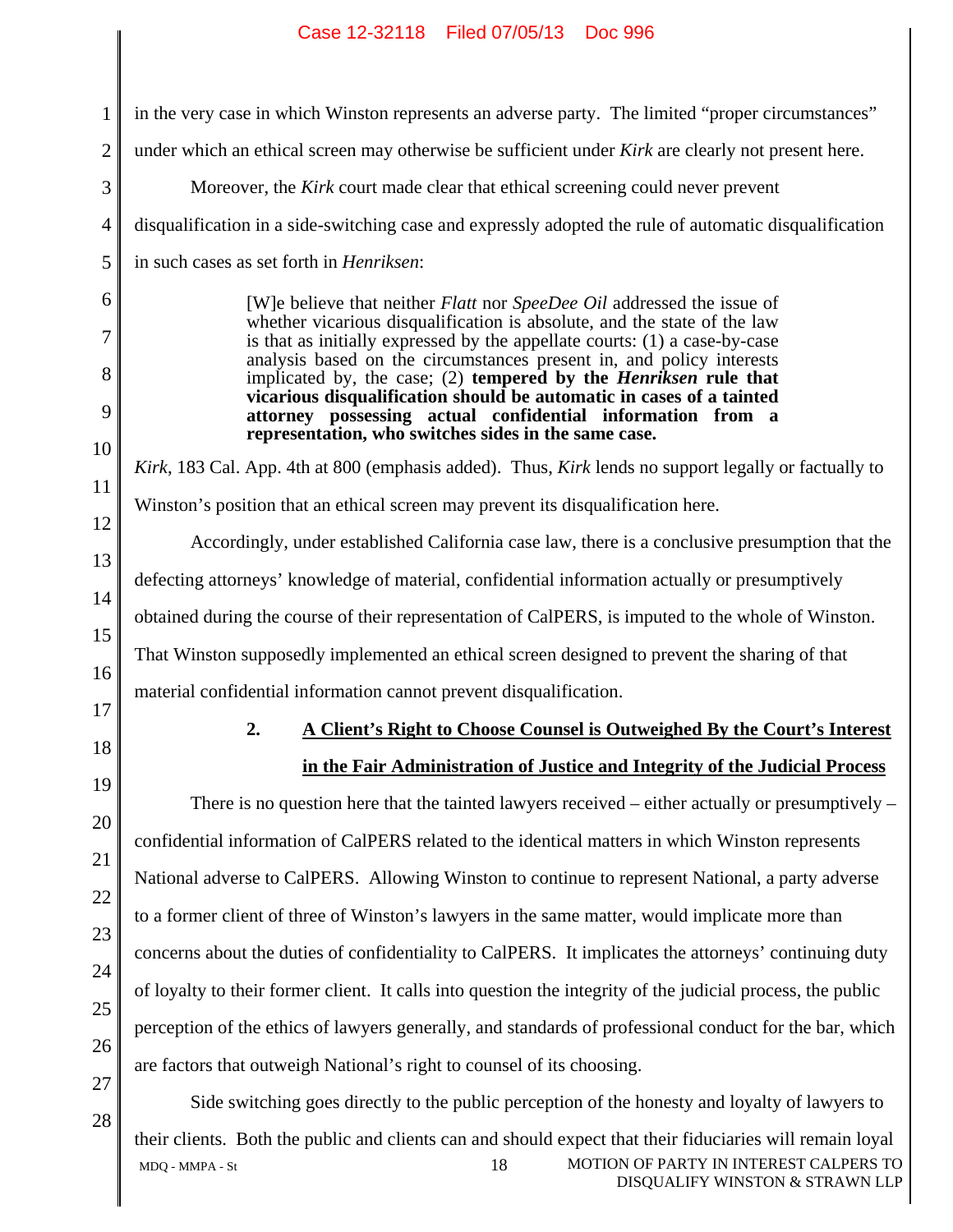in the very case in which Winston represents an adverse party. The limited "proper circumstances" under which an ethical screen may otherwise be sufficient under *Kirk* are clearly not present here.

Moreover, the *Kirk* court made clear that ethical screening could never prevent disqualification in a side-switching case and expressly adopted the rule of automatic disqualification in such cases as set forth in *Henriksen*:

> [W]e believe that neither *Flatt* nor *SpeeDee Oil* addressed the issue of whether vicarious disqualification is absolute, and the state of the law is that as initially expressed by the appellate courts: (1) a case-by-case analysis based on the circumstances present in, and policy interests implicated by, the case; (2) **tempered by the *Henriksen* rule that vicarious disqualification should be automatic in cases of a tainted attorney possessing actual confidential information from a representation, who switches sides in the same case.**

*Kirk*, 183 Cal. App. 4th at 800 (emphasis added). Thus, *Kirk* lends no support legally or factually to Winston's position that an ethical screen may prevent its disqualification here.

Accordingly, under established California case law, there is a conclusive presumption that the defecting attorneys' knowledge of material, confidential information actually or presumptively obtained during the course of their representation of CalPERS, is imputed to the whole of Winston. That Winston supposedly implemented an ethical screen designed to prevent the sharing of that material confidential information cannot prevent disqualification.

**2. A Client's Right to Choose Counsel is Outweighed By the Court's Interest in the Fair Administration of Justice and Integrity of the Judicial Process**

There is no question here that the tainted lawyers received – either actually or presumptively – confidential information of CalPERS related to the identical matters in which Winston represents National adverse to CalPERS. Allowing Winston to continue to represent National, a party adverse to a former client of three of Winston's lawyers in the same matter, would implicate more than concerns about the duties of confidentiality to CalPERS. It implicates the attorneys' continuing duty of loyalty to their former client. It calls into question the integrity of the judicial process, the public perception of the ethics of lawyers generally, and standards of professional conduct for the bar, which are factors that outweigh National's right to counsel of its choosing.

Side switching goes directly to the public perception of the honesty and loyalty of lawyers to their clients. Both the public and clients can and should expect that their fiduciaries will remain loyal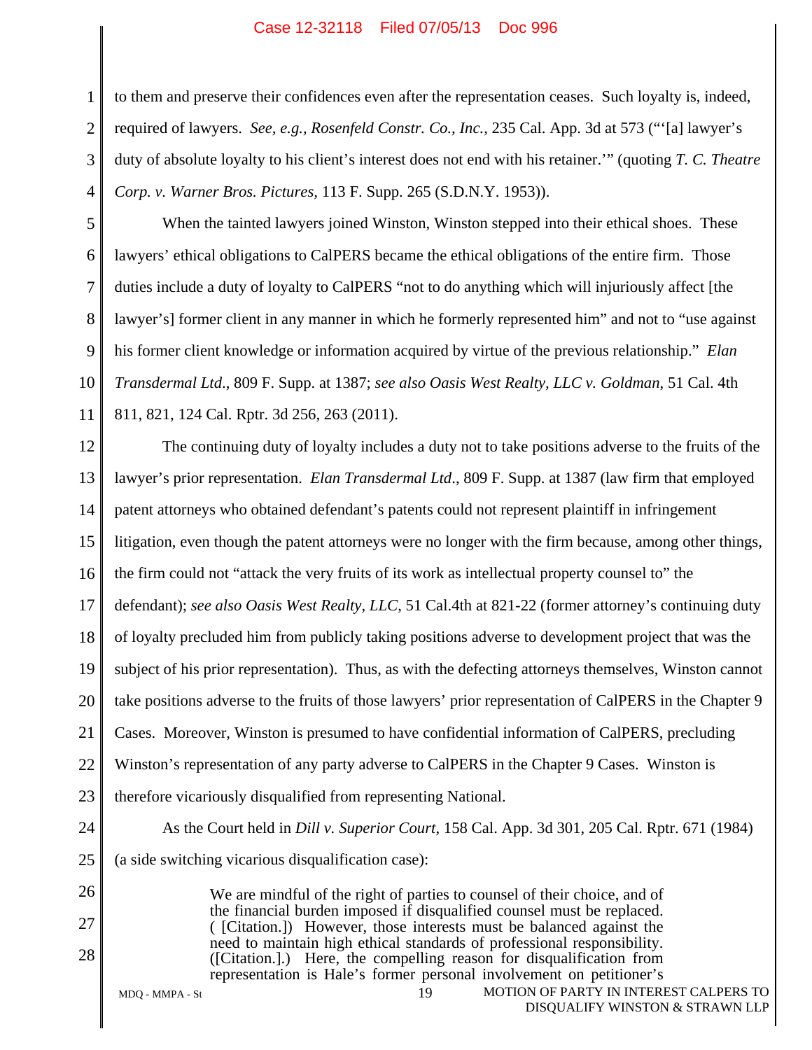to them and preserve their confidences even after the representation ceases. Such loyalty is, indeed, required of lawyers. *See, e.g., Rosenfeld Constr. Co., Inc.*, 235 Cal. App. 3d at 573 ("'[a] lawyer's duty of absolute loyalty to his client's interest does not end with his retainer.'" (quoting *T. C. Theatre Corp. v. Warner Bros. Pictures*, 113 F. Supp. 265 (S.D.N.Y. 1953)).

When the tainted lawyers joined Winston, Winston stepped into their ethical shoes. These lawyers' ethical obligations to CalPERS became the ethical obligations of the entire firm. Those duties include a duty of loyalty to CalPERS "not to do anything which will injuriously affect [the lawyer's] former client in any manner in which he formerly represented him" and not to "use against his former client knowledge or information acquired by virtue of the previous relationship." *Elan Transdermal Ltd*., 809 F. Supp. at 1387; *see also Oasis West Realty, LLC v. Goldman*, 51 Cal. 4th 811, 821, 124 Cal. Rptr. 3d 256, 263 (2011).

The continuing duty of loyalty includes a duty not to take positions adverse to the fruits of the lawyer's prior representation. *Elan Transdermal Ltd*., 809 F. Supp. at 1387 (law firm that employed patent attorneys who obtained defendant's patents could not represent plaintiff in infringement litigation, even though the patent attorneys were no longer with the firm because, among other things, the firm could not "attack the very fruits of its work as intellectual property counsel to" the defendant); *see also Oasis West Realty, LLC*, 51 Cal.4th at 821-22 (former attorney's continuing duty of loyalty precluded him from publicly taking positions adverse to development project that was the subject of his prior representation). Thus, as with the defecting attorneys themselves, Winston cannot take positions adverse to the fruits of those lawyers' prior representation of CalPERS in the Chapter 9 Cases. Moreover, Winston is presumed to have confidential information of CalPERS, precluding Winston's representation of any party adverse to CalPERS in the Chapter 9 Cases. Winston is therefore vicariously disqualified from representing National.

As the Court held in *Dill v. Superior Court,* 158 Cal. App. 3d 301, 205 Cal. Rptr. 671 (1984) (a side switching vicarious disqualification case):

> We are mindful of the right of parties to counsel of their choice, and of the financial burden imposed if disqualified counsel must be replaced. ( [Citation.]) However, those interests must be balanced against the need to maintain high ethical standards of professional responsibility. ([Citation.].) Here, the compelling reason for disqualification from representation is Hale's former personal involvement on petitioner's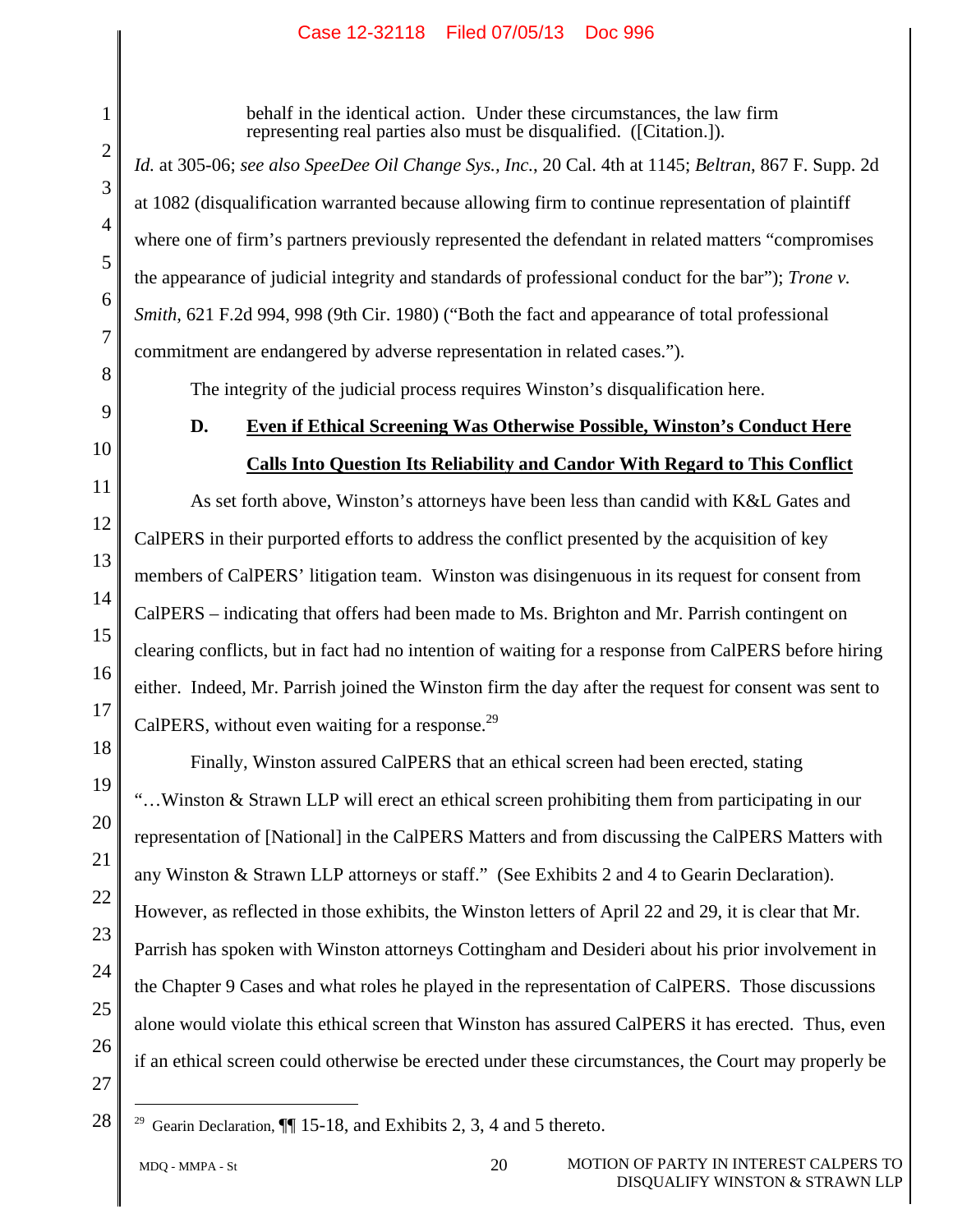> behalf in the identical action. Under these circumstances, the law firm representing real parties also must be disqualified. ([Citation.]).

*Id.* at 305-06; *see also SpeeDee Oil Change Sys., Inc.*, 20 Cal. 4th at 1145; *Beltran*, 867 F. Supp. 2d at 1082 (disqualification warranted because allowing firm to continue representation of plaintiff where one of firm's partners previously represented the defendant in related matters "compromises the appearance of judicial integrity and standards of professional conduct for the bar"); *Trone v. Smith*, 621 F.2d 994, 998 (9th Cir. 1980) ("Both the fact and appearance of total professional commitment are endangered by adverse representation in related cases.").

The integrity of the judicial process requires Winston's disqualification here.

### D. Even if Ethical Screening Was Otherwise Possible, Winston's Conduct Here Calls Into Question Its Reliability and Candor With Regard to This Conflict

As set forth above, Winston's attorneys have been less than candid with K&L Gates and CalPERS in their purported efforts to address the conflict presented by the acquisition of key members of CalPERS' litigation team. Winston was disingenuous in its request for consent from CalPERS – indicating that offers had been made to Ms. Brighton and Mr. Parrish contingent on clearing conflicts, but in fact had no intention of waiting for a response from CalPERS before hiring either. Indeed, Mr. Parrish joined the Winston firm the day after the request for consent was sent to CalPERS, without even waiting for a response.[29]

Finally, Winston assured CalPERS that an ethical screen had been erected, stating "…Winston & Strawn LLP will erect an ethical screen prohibiting them from participating in our representation of [National] in the CalPERS Matters and from discussing the CalPERS Matters with any Winston & Strawn LLP attorneys or staff." (See Exhibits 2 and 4 to Gearin Declaration). However, as reflected in those exhibits, the Winston letters of April 22 and 29, it is clear that Mr. Parrish has spoken with Winston attorneys Cottingham and Desideri about his prior involvement in the Chapter 9 Cases and what roles he played in the representation of CalPERS. Those discussions alone would violate this ethical screen that Winston has assured CalPERS it has erected. Thus, even if an ethical screen could otherwise be erected under these circumstances, the Court may properly be

---

[29] Gearin Declaration, ¶¶ 15-18, and Exhibits 2, 3, 4 and 5 thereto.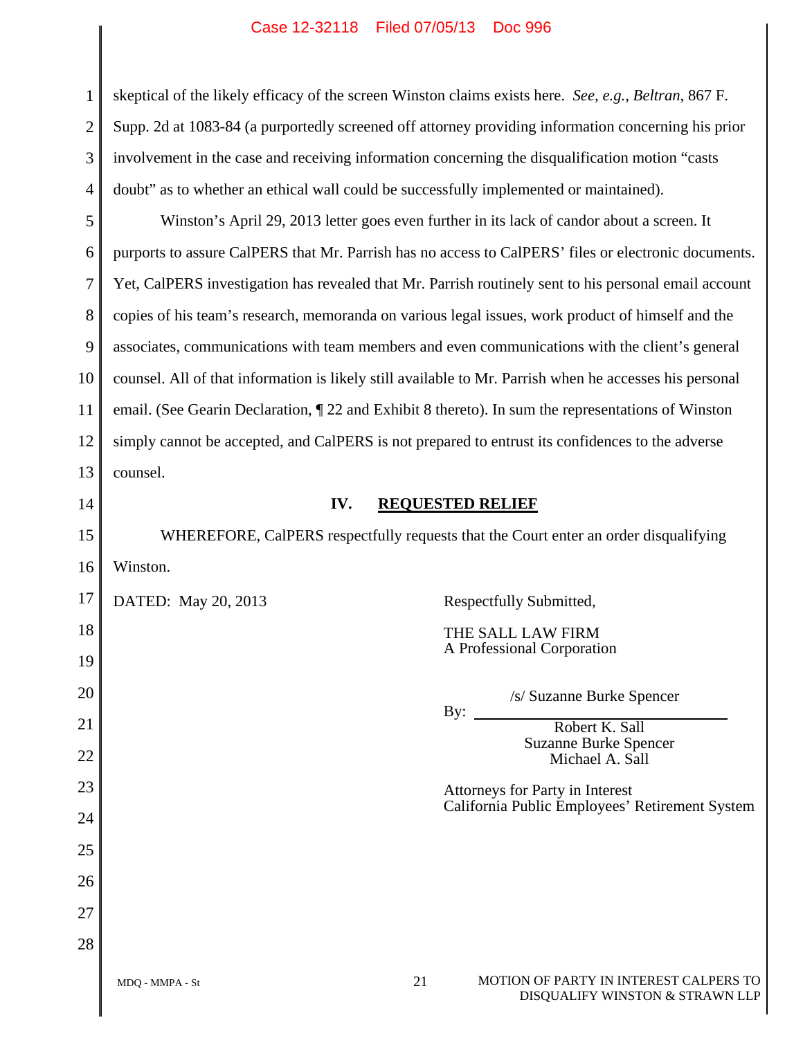skeptical of the likely efficacy of the screen Winston claims exists here. *See, e.g., Beltran*, 867 F. Supp. 2d at 1083-84 (a purportedly screened off attorney providing information concerning his prior involvement in the case and receiving information concerning the disqualification motion "casts doubt" as to whether an ethical wall could be successfully implemented or maintained).

Winston's April 29, 2013 letter goes even further in its lack of candor about a screen. It purports to assure CalPERS that Mr. Parrish has no access to CalPERS' files or electronic documents. Yet, CalPERS investigation has revealed that Mr. Parrish routinely sent to his personal email account copies of his team's research, memoranda on various legal issues, work product of himself and the associates, communications with team members and even communications with the client's general counsel. All of that information is likely still available to Mr. Parrish when he accesses his personal email. (See Gearin Declaration, ¶ 22 and Exhibit 8 thereto). In sum the representations of Winston simply cannot be accepted, and CalPERS is not prepared to entrust its confidences to the adverse counsel.

## IV. REQUESTED RELIEF

WHEREFORE, CalPERS respectfully requests that the Court enter an order disqualifying Winston.

DATED: May 20, 2013

Respectfully Submitted,

THE SALL LAW FIRM
A Professional Corporation

By: /s/ Suzanne Burke Spencer

Robert K. Sall
Suzanne Burke Spencer
Michael A. Sall

Attorneys for Party in Interest
California Public Employees' Retirement System